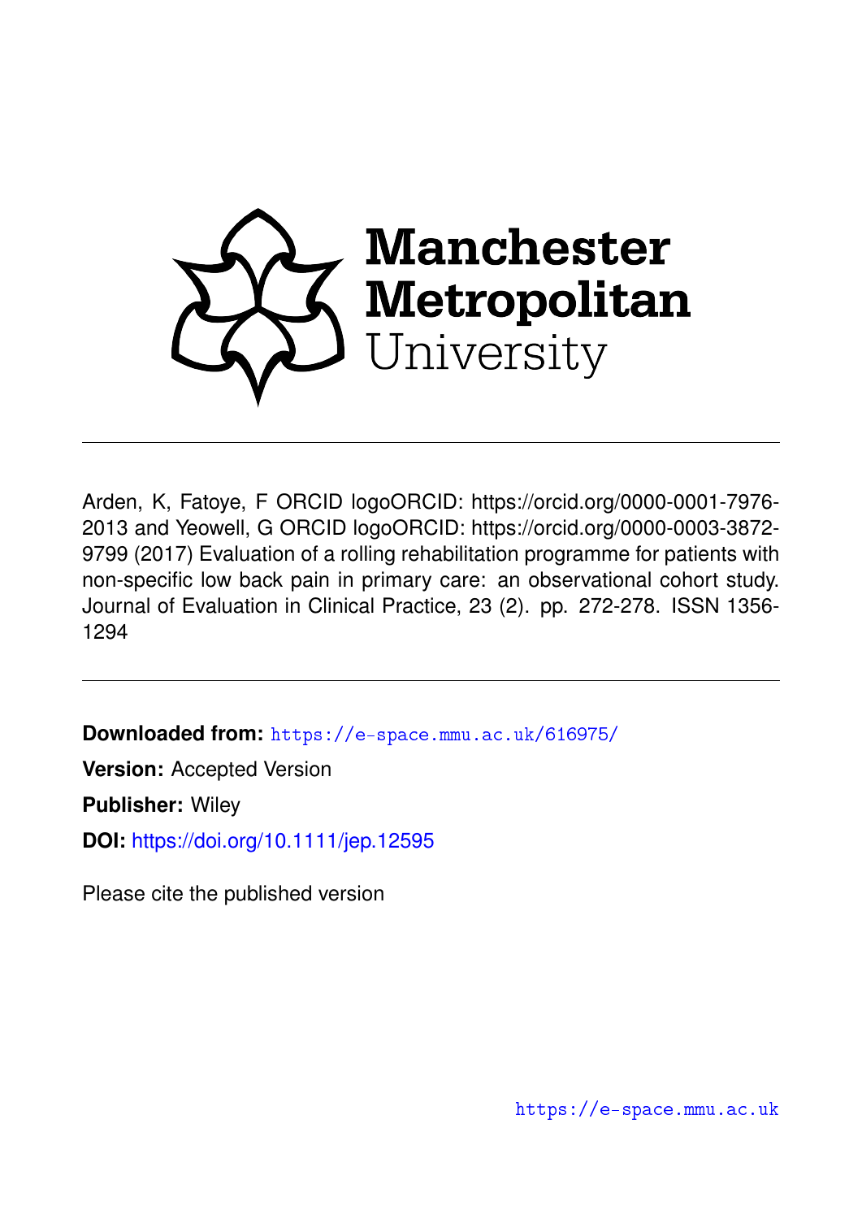Manchester Metropolitan University

Arden, K, Fatoye, F ORCID logoORCID: https://orcid.org/0000-0001-7976-2013 and Yeowell, G ORCID logoORCID: https://orcid.org/0000-0003-3872-9799 (2017) Evaluation of a rolling rehabilitation programme for patients with non-specific low back pain in primary care: an observational cohort study. Journal of Evaluation in Clinical Practice, 23 (2). pp. 272-278. ISSN 1356-1294

**Downloaded from:** https://e-space.mmu.ac.uk/616975/

**Version:** Accepted Version

**Publisher:** Wiley

**DOI:** https://doi.org/10.1111/jep.12595

Please cite the published version

https://e-space.mmu.ac.uk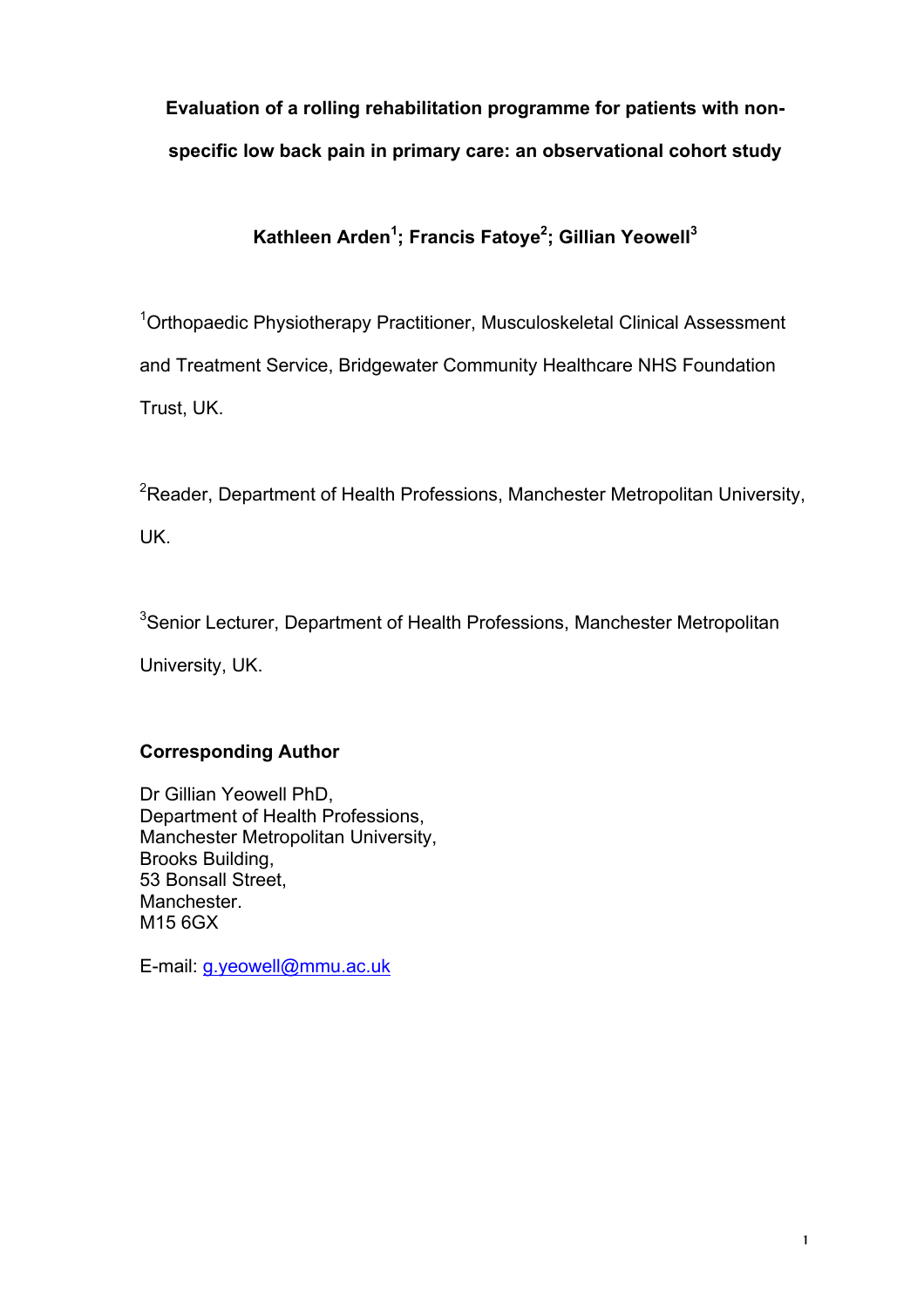**Evaluation of a rolling rehabilitation programme for patients with non-specific low back pain in primary care: an observational cohort study**

**Kathleen Arden[1]; Francis Fatoye[2]; Gillian Yeowell[3]**

[1]Orthopaedic Physiotherapy Practitioner, Musculoskeletal Clinical Assessment and Treatment Service, Bridgewater Community Healthcare NHS Foundation Trust, UK.

[2]Reader, Department of Health Professions, Manchester Metropolitan University, UK.

[3]Senior Lecturer, Department of Health Professions, Manchester Metropolitan University, UK.

**Corresponding Author**

Dr Gillian Yeowell PhD,
Department of Health Professions,
Manchester Metropolitan University,
Brooks Building,
53 Bonsall Street,
Manchester.
M15 6GX

E-mail: g.yeowell@mmu.ac.uk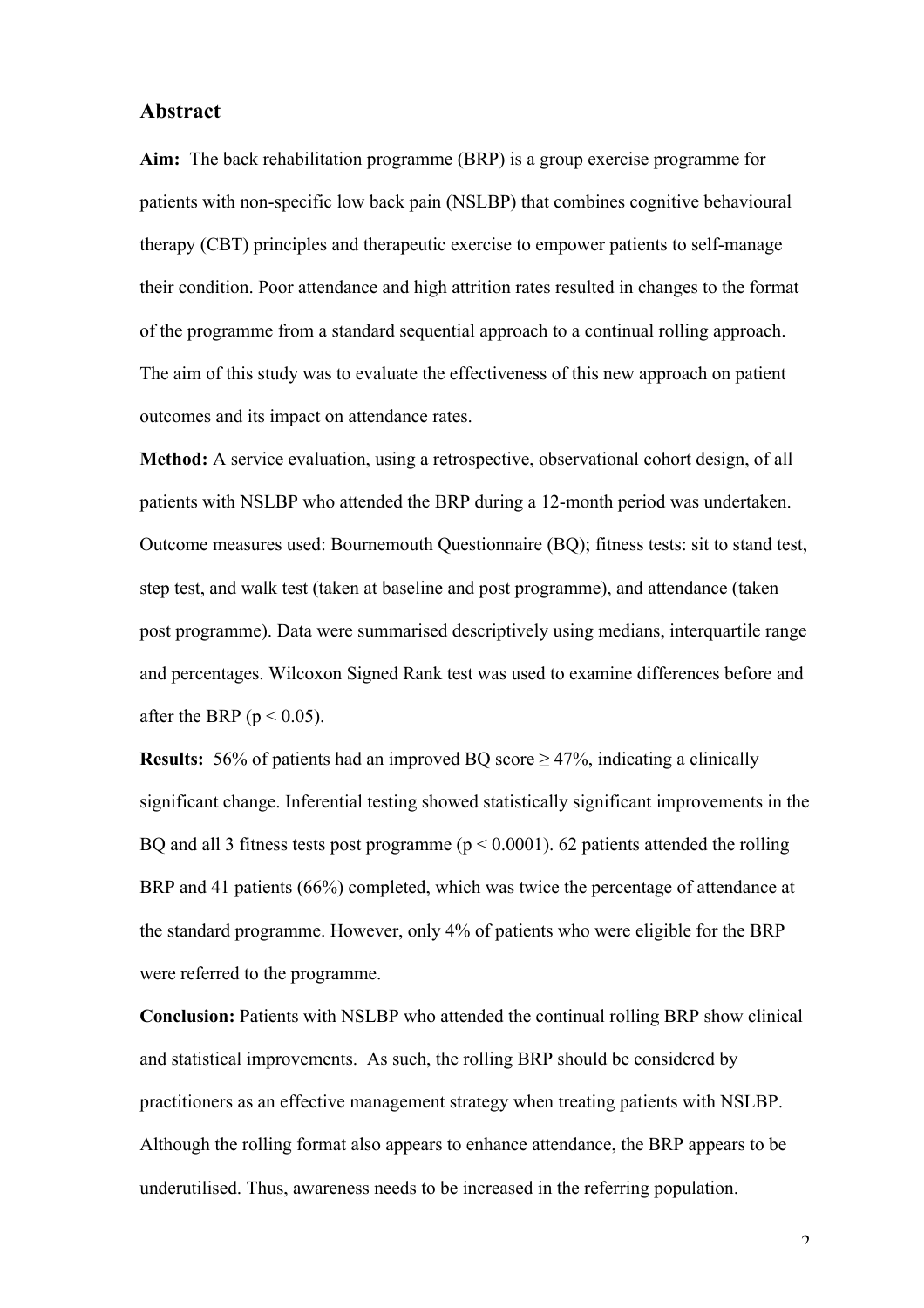## Abstract

**Aim:** The back rehabilitation programme (BRP) is a group exercise programme for patients with non-specific low back pain (NSLBP) that combines cognitive behavioural therapy (CBT) principles and therapeutic exercise to empower patients to self-manage their condition. Poor attendance and high attrition rates resulted in changes to the format of the programme from a standard sequential approach to a continual rolling approach. The aim of this study was to evaluate the effectiveness of this new approach on patient outcomes and its impact on attendance rates.

**Method:** A service evaluation, using a retrospective, observational cohort design, of all patients with NSLBP who attended the BRP during a 12-month period was undertaken. Outcome measures used: Bournemouth Questionnaire (BQ); fitness tests: sit to stand test, step test, and walk test (taken at baseline and post programme), and attendance (taken post programme). Data were summarised descriptively using medians, interquartile range and percentages. Wilcoxon Signed Rank test was used to examine differences before and after the BRP ($p < 0.05$).

**Results:** 56% of patients had an improved BQ score ≥ 47%, indicating a clinically significant change. Inferential testing showed statistically significant improvements in the BQ and all 3 fitness tests post programme ($p < 0.0001$). 62 patients attended the rolling BRP and 41 patients (66%) completed, which was twice the percentage of attendance at the standard programme. However, only 4% of patients who were eligible for the BRP were referred to the programme.

**Conclusion:** Patients with NSLBP who attended the continual rolling BRP show clinical and statistical improvements. As such, the rolling BRP should be considered by practitioners as an effective management strategy when treating patients with NSLBP. Although the rolling format also appears to enhance attendance, the BRP appears to be underutilised. Thus, awareness needs to be increased in the referring population.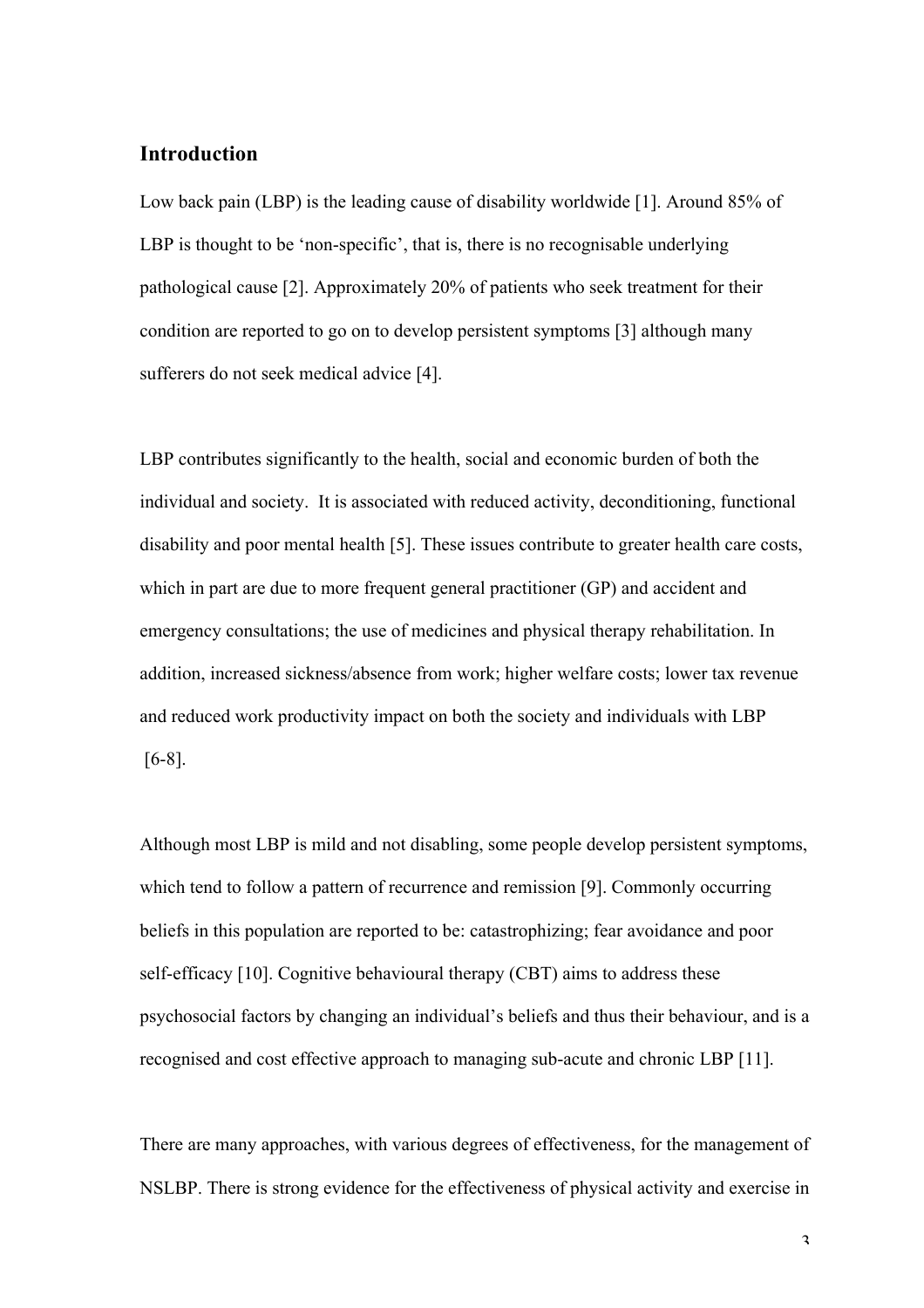## Introduction

Low back pain (LBP) is the leading cause of disability worldwide [1]. Around 85% of LBP is thought to be 'non-specific', that is, there is no recognisable underlying pathological cause [2]. Approximately 20% of patients who seek treatment for their condition are reported to go on to develop persistent symptoms [3] although many sufferers do not seek medical advice [4].

LBP contributes significantly to the health, social and economic burden of both the individual and society. It is associated with reduced activity, deconditioning, functional disability and poor mental health [5]. These issues contribute to greater health care costs, which in part are due to more frequent general practitioner (GP) and accident and emergency consultations; the use of medicines and physical therapy rehabilitation. In addition, increased sickness/absence from work; higher welfare costs; lower tax revenue and reduced work productivity impact on both the society and individuals with LBP [6-8].

Although most LBP is mild and not disabling, some people develop persistent symptoms, which tend to follow a pattern of recurrence and remission [9]. Commonly occurring beliefs in this population are reported to be: catastrophizing; fear avoidance and poor self-efficacy [10]. Cognitive behavioural therapy (CBT) aims to address these psychosocial factors by changing an individual's beliefs and thus their behaviour, and is a recognised and cost effective approach to managing sub-acute and chronic LBP [11].

There are many approaches, with various degrees of effectiveness, for the management of NSLBP. There is strong evidence for the effectiveness of physical activity and exercise in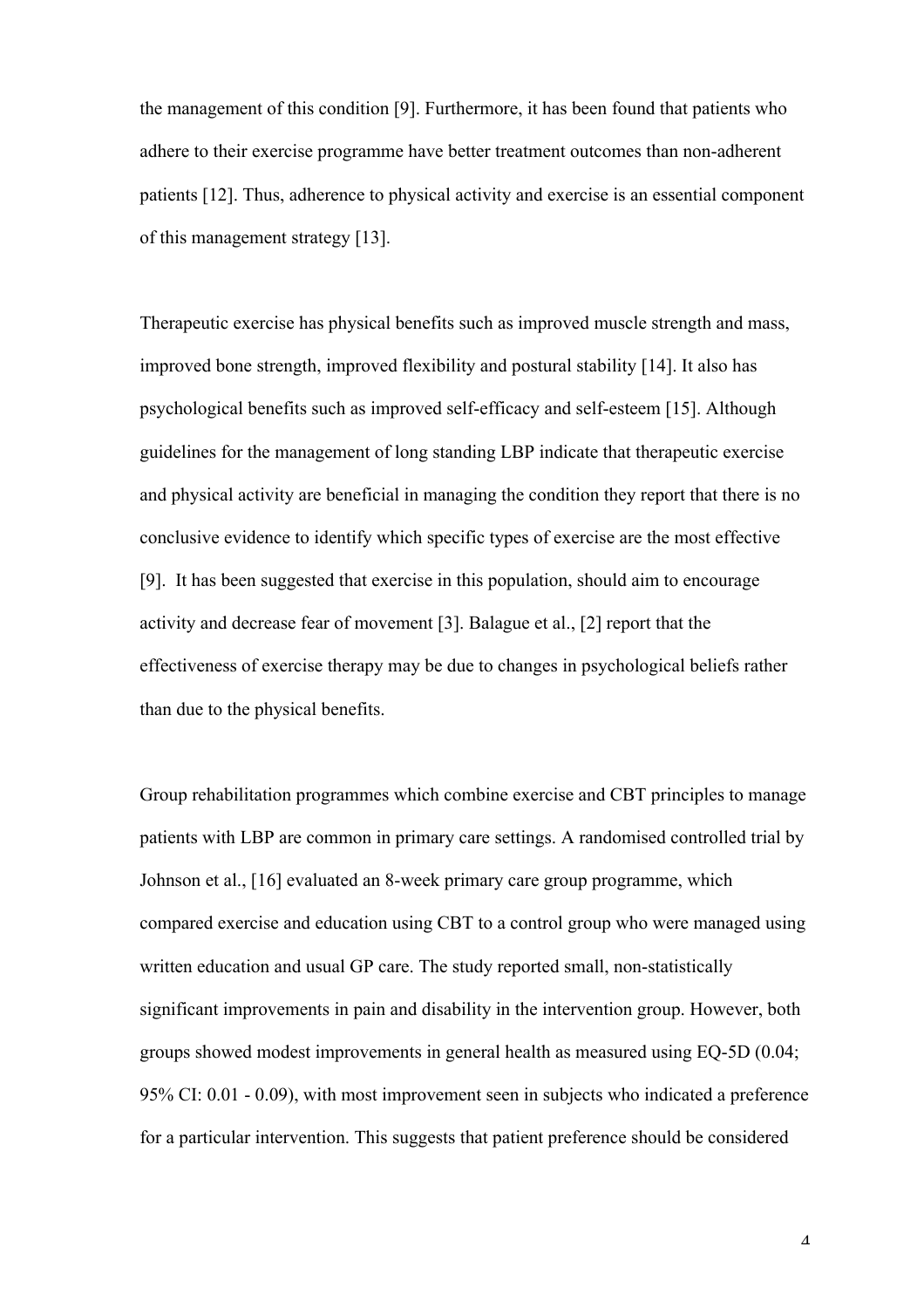the management of this condition [9]. Furthermore, it has been found that patients who adhere to their exercise programme have better treatment outcomes than non-adherent patients [12]. Thus, adherence to physical activity and exercise is an essential component of this management strategy [13].

Therapeutic exercise has physical benefits such as improved muscle strength and mass, improved bone strength, improved flexibility and postural stability [14]. It also has psychological benefits such as improved self-efficacy and self-esteem [15]. Although guidelines for the management of long standing LBP indicate that therapeutic exercise and physical activity are beneficial in managing the condition they report that there is no conclusive evidence to identify which specific types of exercise are the most effective [9]. It has been suggested that exercise in this population, should aim to encourage activity and decrease fear of movement [3]. Balague et al., [2] report that the effectiveness of exercise therapy may be due to changes in psychological beliefs rather than due to the physical benefits.

Group rehabilitation programmes which combine exercise and CBT principles to manage patients with LBP are common in primary care settings. A randomised controlled trial by Johnson et al., [16] evaluated an 8-week primary care group programme, which compared exercise and education using CBT to a control group who were managed using written education and usual GP care. The study reported small, non-statistically significant improvements in pain and disability in the intervention group. However, both groups showed modest improvements in general health as measured using EQ-5D (0.04; 95% CI: 0.01 - 0.09), with most improvement seen in subjects who indicated a preference for a particular intervention. This suggests that patient preference should be considered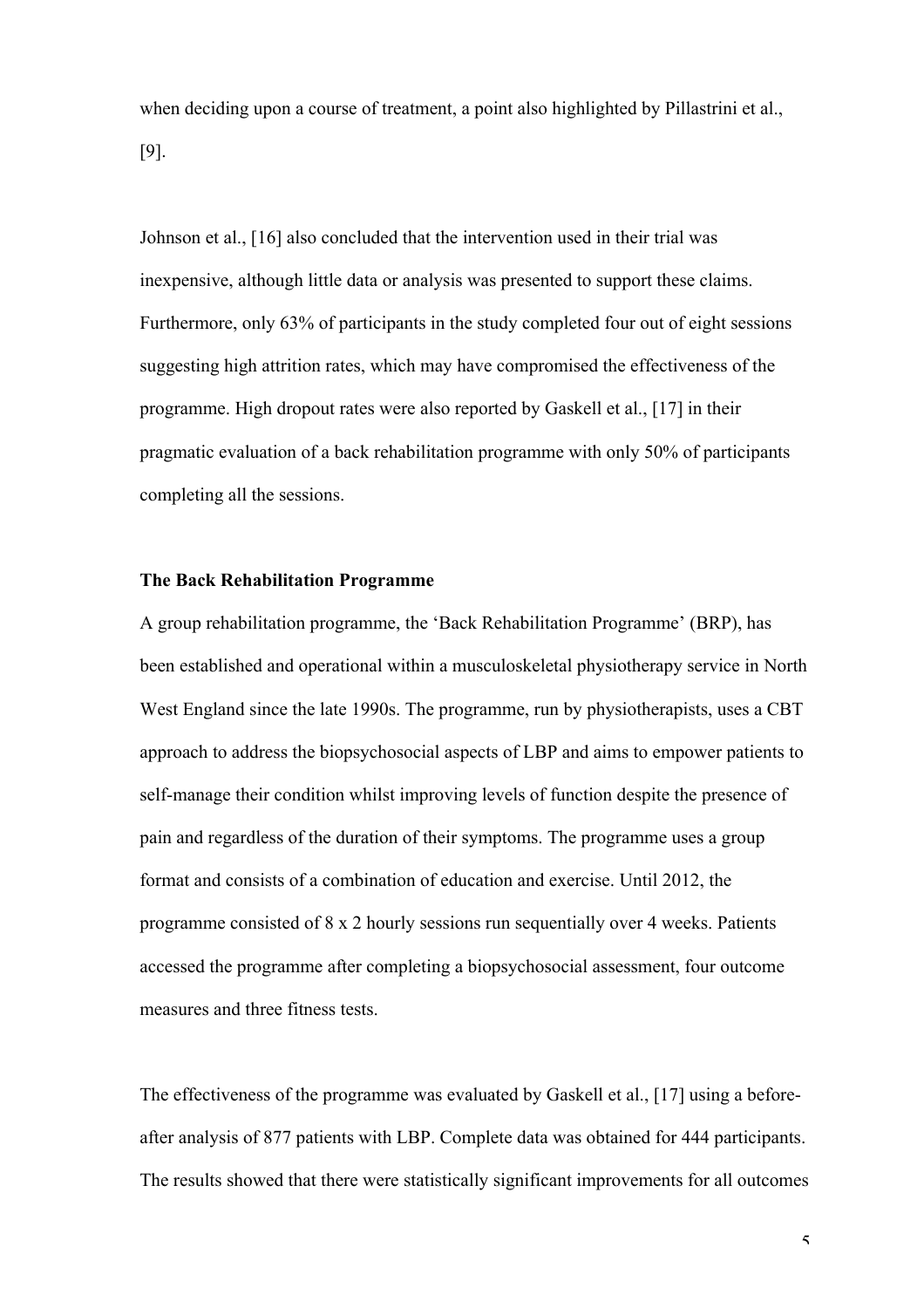when deciding upon a course of treatment, a point also highlighted by Pillastrini et al., [9].

Johnson et al., [16] also concluded that the intervention used in their trial was inexpensive, although little data or analysis was presented to support these claims. Furthermore, only 63% of participants in the study completed four out of eight sessions suggesting high attrition rates, which may have compromised the effectiveness of the programme. High dropout rates were also reported by Gaskell et al., [17] in their pragmatic evaluation of a back rehabilitation programme with only 50% of participants completing all the sessions.

**The Back Rehabilitation Programme**

A group rehabilitation programme, the 'Back Rehabilitation Programme' (BRP), has been established and operational within a musculoskeletal physiotherapy service in North West England since the late 1990s. The programme, run by physiotherapists, uses a CBT approach to address the biopsychosocial aspects of LBP and aims to empower patients to self-manage their condition whilst improving levels of function despite the presence of pain and regardless of the duration of their symptoms. The programme uses a group format and consists of a combination of education and exercise. Until 2012, the programme consisted of 8 x 2 hourly sessions run sequentially over 4 weeks. Patients accessed the programme after completing a biopsychosocial assessment, four outcome measures and three fitness tests.

The effectiveness of the programme was evaluated by Gaskell et al., [17] using a before-after analysis of 877 patients with LBP. Complete data was obtained for 444 participants. The results showed that there were statistically significant improvements for all outcomes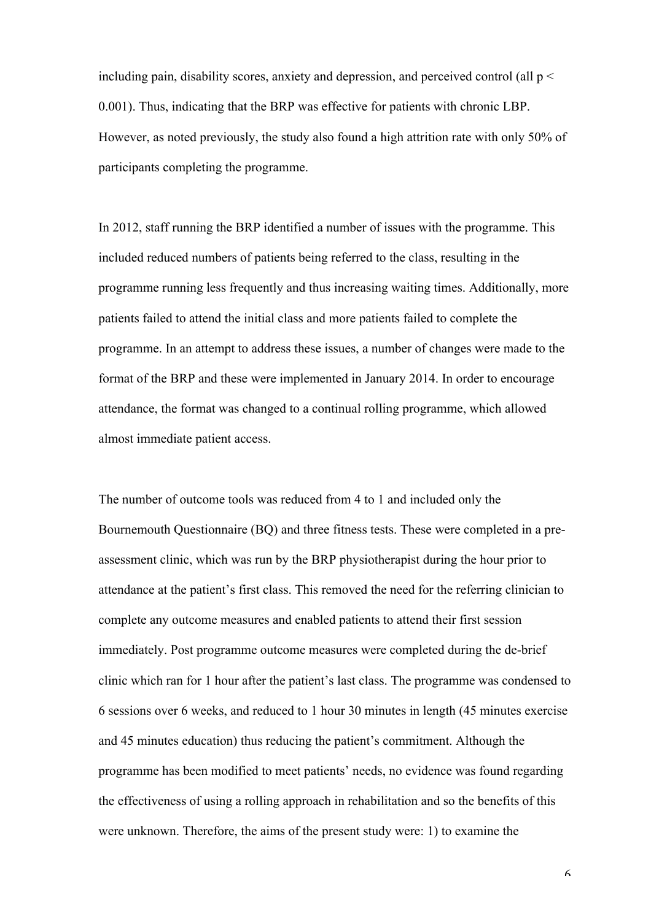including pain, disability scores, anxiety and depression, and perceived control (all $p < 0.001$). Thus, indicating that the BRP was effective for patients with chronic LBP. However, as noted previously, the study also found a high attrition rate with only 50% of participants completing the programme.

In 2012, staff running the BRP identified a number of issues with the programme. This included reduced numbers of patients being referred to the class, resulting in the programme running less frequently and thus increasing waiting times. Additionally, more patients failed to attend the initial class and more patients failed to complete the programme. In an attempt to address these issues, a number of changes were made to the format of the BRP and these were implemented in January 2014. In order to encourage attendance, the format was changed to a continual rolling programme, which allowed almost immediate patient access.

The number of outcome tools was reduced from 4 to 1 and included only the Bournemouth Questionnaire (BQ) and three fitness tests. These were completed in a pre-assessment clinic, which was run by the BRP physiotherapist during the hour prior to attendance at the patient's first class. This removed the need for the referring clinician to complete any outcome measures and enabled patients to attend their first session immediately. Post programme outcome measures were completed during the de-brief clinic which ran for 1 hour after the patient's last class. The programme was condensed to 6 sessions over 6 weeks, and reduced to 1 hour 30 minutes in length (45 minutes exercise and 45 minutes education) thus reducing the patient's commitment. Although the programme has been modified to meet patients' needs, no evidence was found regarding the effectiveness of using a rolling approach in rehabilitation and so the benefits of this were unknown. Therefore, the aims of the present study were: 1) to examine the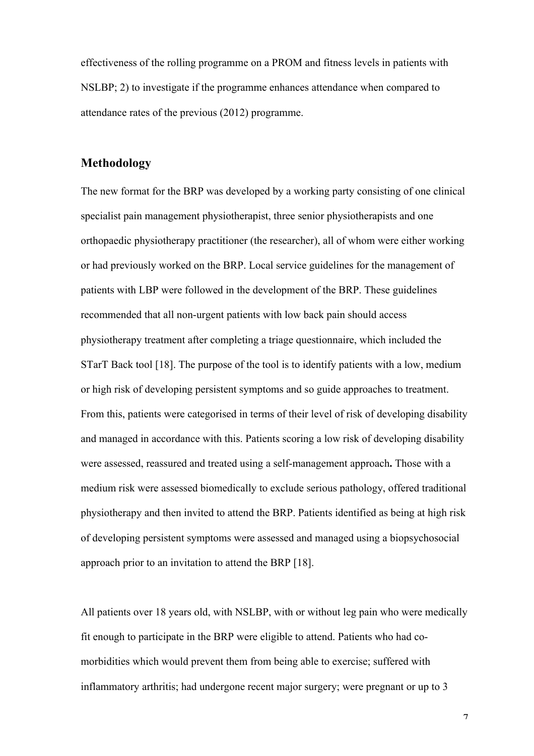effectiveness of the rolling programme on a PROM and fitness levels in patients with NSLBP; 2) to investigate if the programme enhances attendance when compared to attendance rates of the previous (2012) programme.

## Methodology

The new format for the BRP was developed by a working party consisting of one clinical specialist pain management physiotherapist, three senior physiotherapists and one orthopaedic physiotherapy practitioner (the researcher), all of whom were either working or had previously worked on the BRP. Local service guidelines for the management of patients with LBP were followed in the development of the BRP. These guidelines recommended that all non-urgent patients with low back pain should access physiotherapy treatment after completing a triage questionnaire, which included the STarT Back tool [18]. The purpose of the tool is to identify patients with a low, medium or high risk of developing persistent symptoms and so guide approaches to treatment. From this, patients were categorised in terms of their level of risk of developing disability and managed in accordance with this. Patients scoring a low risk of developing disability were assessed, reassured and treated using a self-management approach**.** Those with a medium risk were assessed biomedically to exclude serious pathology, offered traditional physiotherapy and then invited to attend the BRP. Patients identified as being at high risk of developing persistent symptoms were assessed and managed using a biopsychosocial approach prior to an invitation to attend the BRP [18].

All patients over 18 years old, with NSLBP, with or without leg pain who were medically fit enough to participate in the BRP were eligible to attend. Patients who had co-morbidities which would prevent them from being able to exercise; suffered with inflammatory arthritis; had undergone recent major surgery; were pregnant or up to 3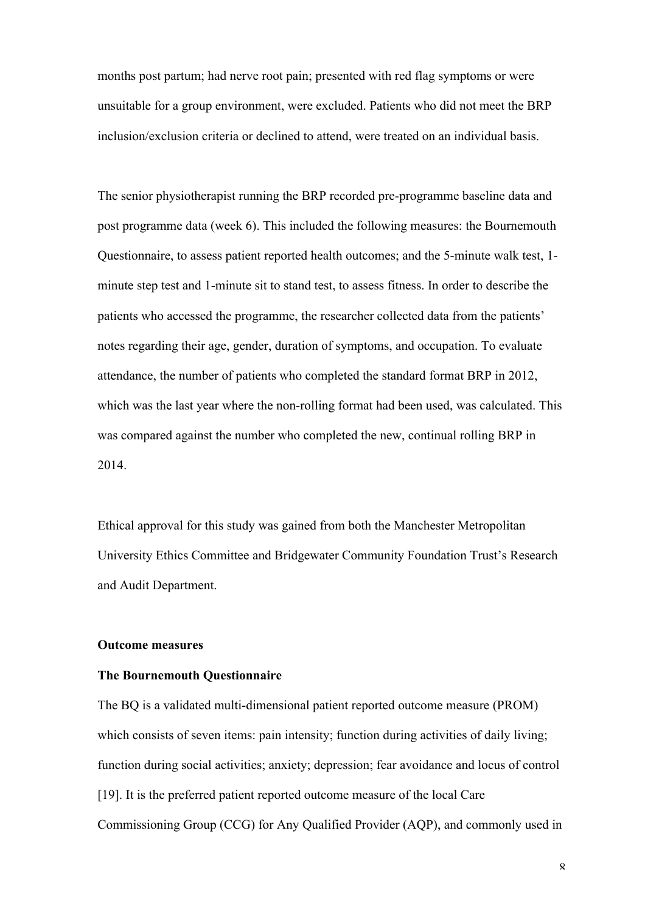months post partum; had nerve root pain; presented with red flag symptoms or were unsuitable for a group environment, were excluded. Patients who did not meet the BRP inclusion/exclusion criteria or declined to attend, were treated on an individual basis.

The senior physiotherapist running the BRP recorded pre-programme baseline data and post programme data (week 6). This included the following measures: the Bournemouth Questionnaire, to assess patient reported health outcomes; and the 5-minute walk test, 1-minute step test and 1-minute sit to stand test, to assess fitness. In order to describe the patients who accessed the programme, the researcher collected data from the patients' notes regarding their age, gender, duration of symptoms, and occupation. To evaluate attendance, the number of patients who completed the standard format BRP in 2012, which was the last year where the non-rolling format had been used, was calculated. This was compared against the number who completed the new, continual rolling BRP in 2014.

Ethical approval for this study was gained from both the Manchester Metropolitan University Ethics Committee and Bridgewater Community Foundation Trust's Research and Audit Department.

**Outcome measures**

**The Bournemouth Questionnaire**

The BQ is a validated multi-dimensional patient reported outcome measure (PROM) which consists of seven items: pain intensity; function during activities of daily living; function during social activities; anxiety; depression; fear avoidance and locus of control [19]. It is the preferred patient reported outcome measure of the local Care Commissioning Group (CCG) for Any Qualified Provider (AQP), and commonly used in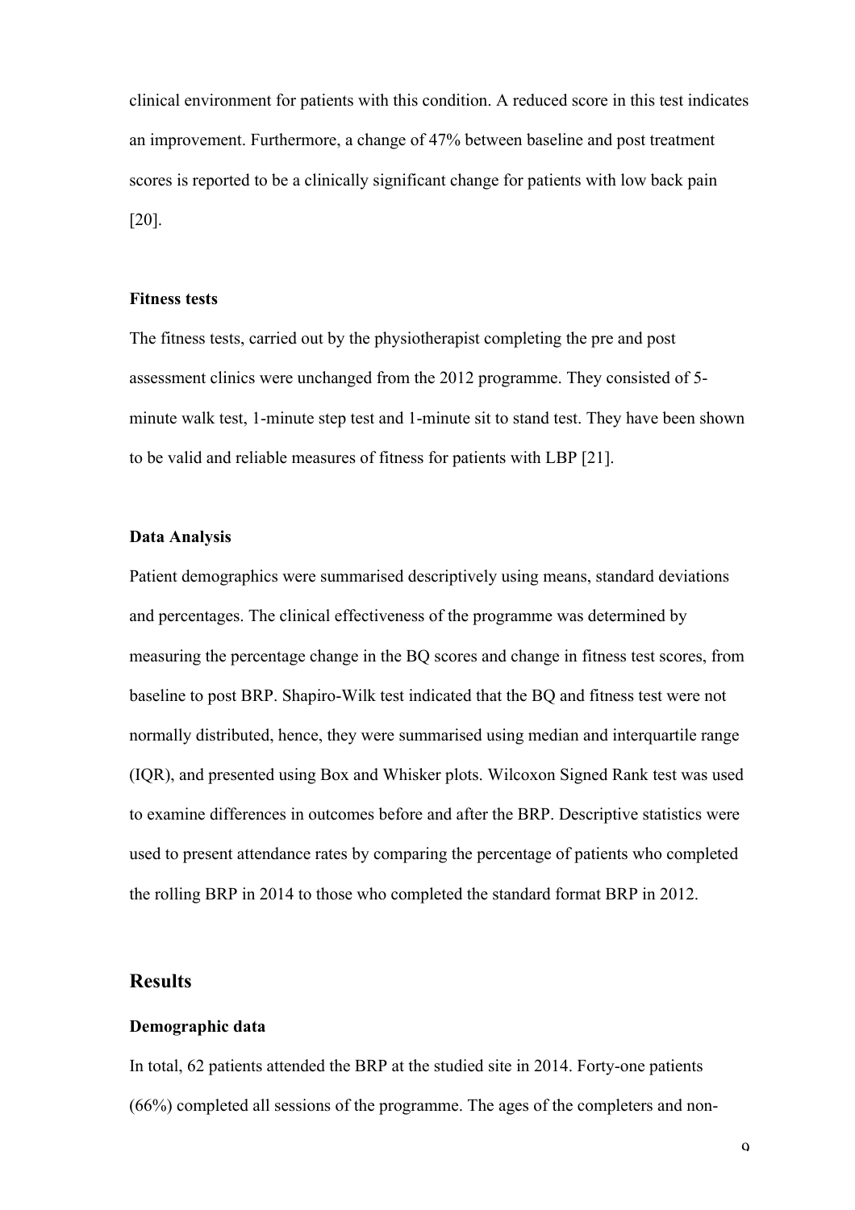clinical environment for patients with this condition. A reduced score in this test indicates an improvement. Furthermore, a change of 47% between baseline and post treatment scores is reported to be a clinically significant change for patients with low back pain [20].

### Fitness tests

The fitness tests, carried out by the physiotherapist completing the pre and post assessment clinics were unchanged from the 2012 programme. They consisted of 5-minute walk test, 1-minute step test and 1-minute sit to stand test. They have been shown to be valid and reliable measures of fitness for patients with LBP [21].

### Data Analysis

Patient demographics were summarised descriptively using means, standard deviations and percentages. The clinical effectiveness of the programme was determined by measuring the percentage change in the BQ scores and change in fitness test scores, from baseline to post BRP. Shapiro-Wilk test indicated that the BQ and fitness test were not normally distributed, hence, they were summarised using median and interquartile range (IQR), and presented using Box and Whisker plots. Wilcoxon Signed Rank test was used to examine differences in outcomes before and after the BRP. Descriptive statistics were used to present attendance rates by comparing the percentage of patients who completed the rolling BRP in 2014 to those who completed the standard format BRP in 2012.

## Results

### Demographic data

In total, 62 patients attended the BRP at the studied site in 2014. Forty-one patients (66%) completed all sessions of the programme. The ages of the completers and non-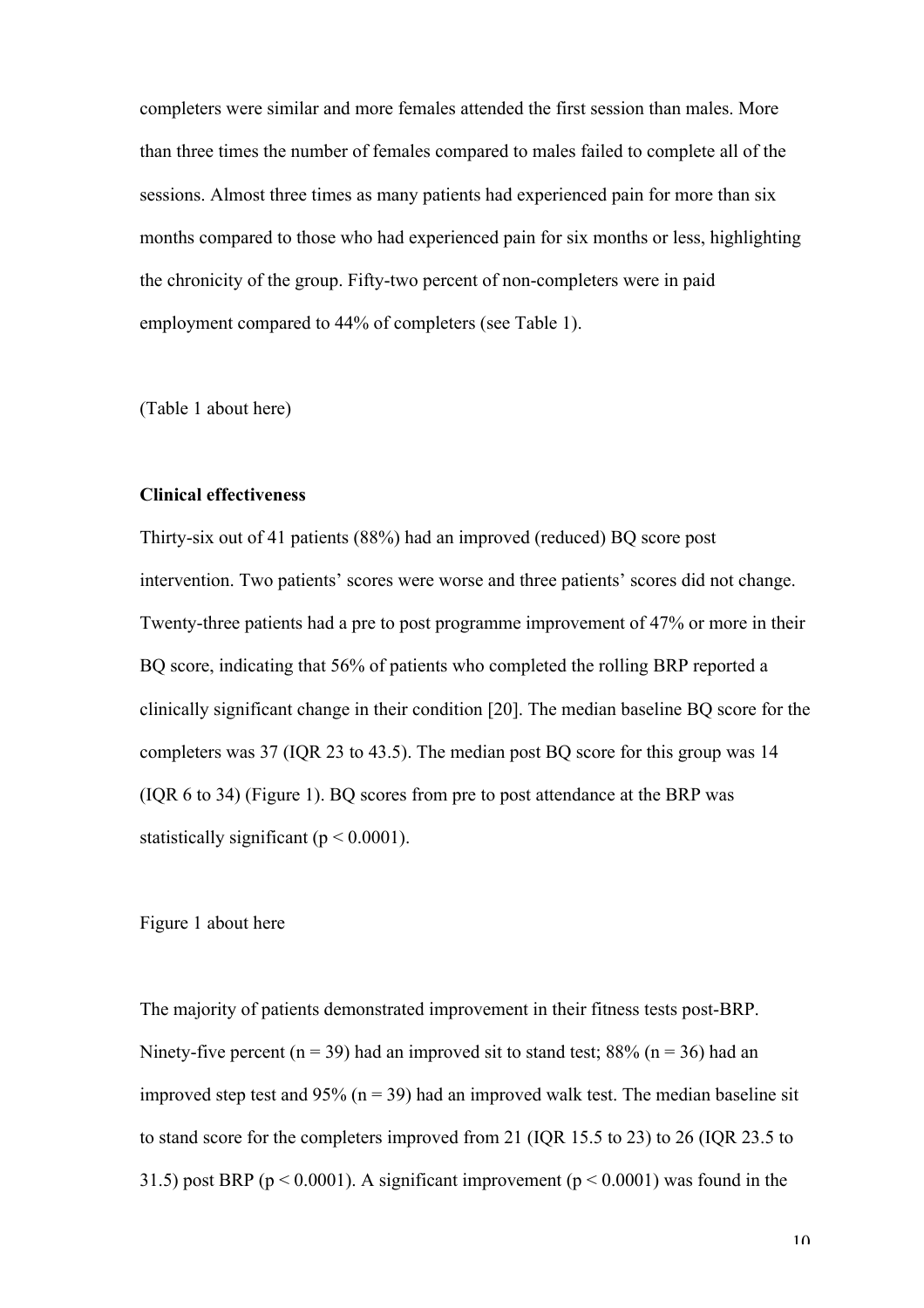completers were similar and more females attended the first session than males. More than three times the number of females compared to males failed to complete all of the sessions. Almost three times as many patients had experienced pain for more than six months compared to those who had experienced pain for six months or less, highlighting the chronicity of the group. Fifty-two percent of non-completers were in paid employment compared to 44% of completers (see Table 1).

(Table 1 about here)

**Clinical effectiveness**

Thirty-six out of 41 patients (88%) had an improved (reduced) BQ score post intervention. Two patients' scores were worse and three patients' scores did not change. Twenty-three patients had a pre to post programme improvement of 47% or more in their BQ score, indicating that 56% of patients who completed the rolling BRP reported a clinically significant change in their condition [20]. The median baseline BQ score for the completers was 37 (IQR 23 to 43.5). The median post BQ score for this group was 14 (IQR 6 to 34) (Figure 1). BQ scores from pre to post attendance at the BRP was statistically significant ($p < 0.0001$).

Figure 1 about here

The majority of patients demonstrated improvement in their fitness tests post-BRP. Ninety-five percent ($n = 39$) had an improved sit to stand test; 88% ($n = 36$) had an improved step test and 95% ($n = 39$) had an improved walk test. The median baseline sit to stand score for the completers improved from 21 (IQR 15.5 to 23) to 26 (IQR 23.5 to 31.5) post BRP ($p < 0.0001$). A significant improvement ($p < 0.0001$) was found in the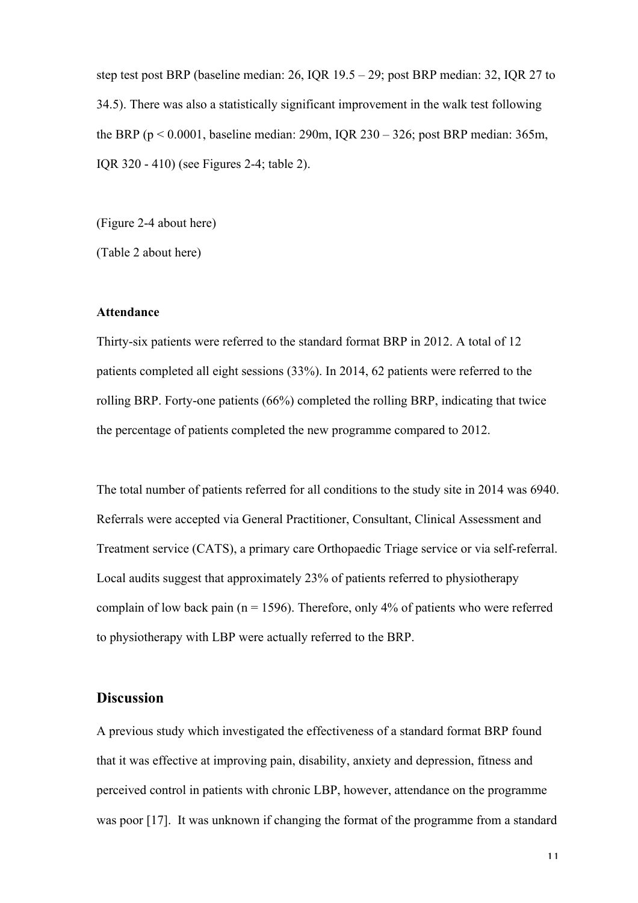step test post BRP (baseline median: 26, IQR 19.5 – 29; post BRP median: 32, IQR 27 to 34.5). There was also a statistically significant improvement in the walk test following the BRP ($p < 0.0001$, baseline median: 290m, IQR 230 – 326; post BRP median: 365m, IQR 320 - 410) (see Figures 2-4; table 2).

(Figure 2-4 about here)

(Table 2 about here)

**Attendance**

Thirty-six patients were referred to the standard format BRP in 2012. A total of 12 patients completed all eight sessions (33%). In 2014, 62 patients were referred to the rolling BRP. Forty-one patients (66%) completed the rolling BRP, indicating that twice the percentage of patients completed the new programme compared to 2012.

The total number of patients referred for all conditions to the study site in 2014 was 6940. Referrals were accepted via General Practitioner, Consultant, Clinical Assessment and Treatment service (CATS), a primary care Orthopaedic Triage service or via self-referral. Local audits suggest that approximately 23% of patients referred to physiotherapy complain of low back pain ($n = 1596$). Therefore, only 4% of patients who were referred to physiotherapy with LBP were actually referred to the BRP.

## Discussion

A previous study which investigated the effectiveness of a standard format BRP found that it was effective at improving pain, disability, anxiety and depression, fitness and perceived control in patients with chronic LBP, however, attendance on the programme was poor [17]. It was unknown if changing the format of the programme from a standard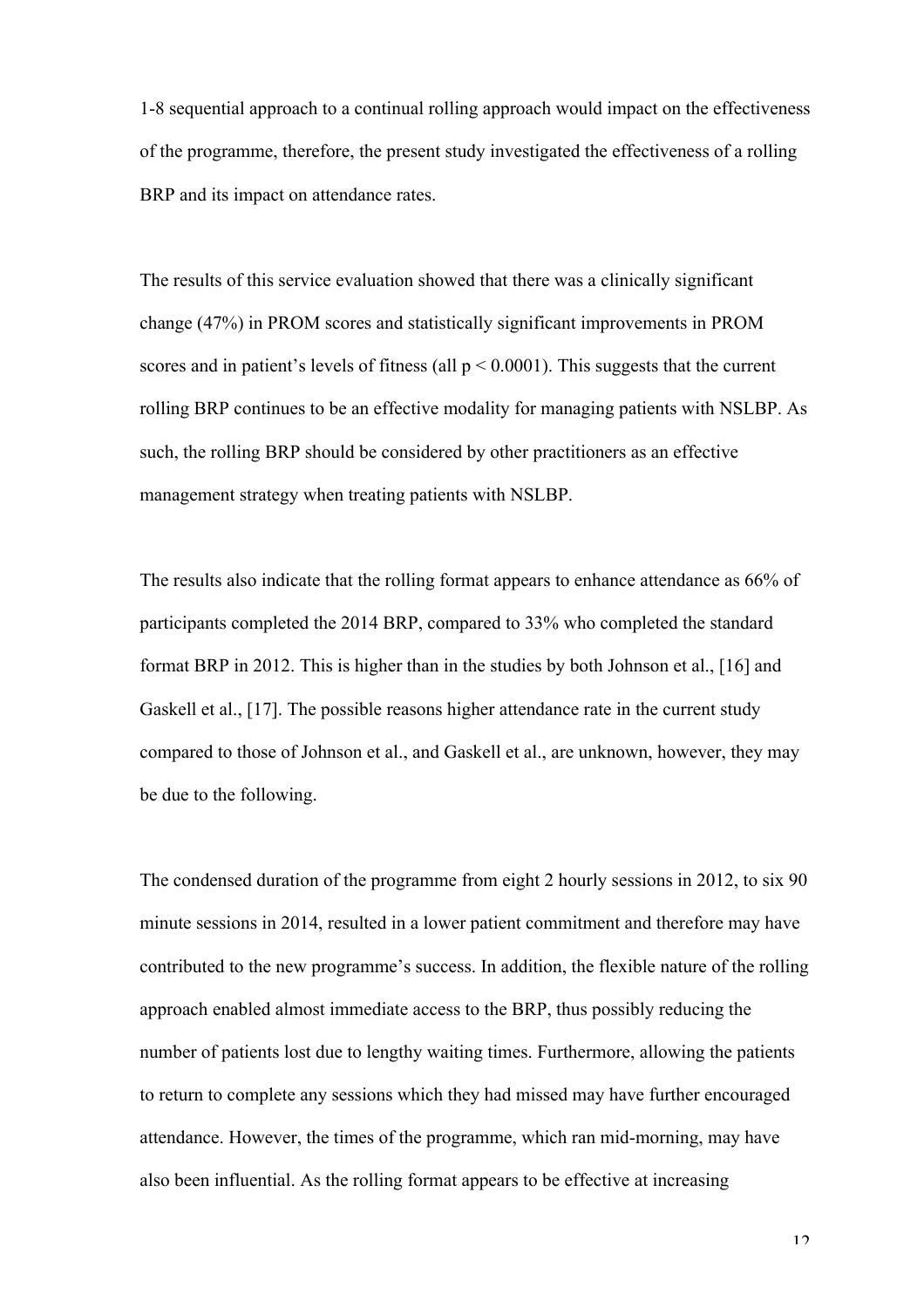1-8 sequential approach to a continual rolling approach would impact on the effectiveness of the programme, therefore, the present study investigated the effectiveness of a rolling BRP and its impact on attendance rates.

The results of this service evaluation showed that there was a clinically significant change (47%) in PROM scores and statistically significant improvements in PROM scores and in patient's levels of fitness (all $p < 0.0001$). This suggests that the current rolling BRP continues to be an effective modality for managing patients with NSLBP. As such, the rolling BRP should be considered by other practitioners as an effective management strategy when treating patients with NSLBP.

The results also indicate that the rolling format appears to enhance attendance as 66% of participants completed the 2014 BRP, compared to 33% who completed the standard format BRP in 2012. This is higher than in the studies by both Johnson et al., [16] and Gaskell et al., [17]. The possible reasons higher attendance rate in the current study compared to those of Johnson et al., and Gaskell et al., are unknown, however, they may be due to the following.

The condensed duration of the programme from eight 2 hourly sessions in 2012, to six 90 minute sessions in 2014, resulted in a lower patient commitment and therefore may have contributed to the new programme's success. In addition, the flexible nature of the rolling approach enabled almost immediate access to the BRP, thus possibly reducing the number of patients lost due to lengthy waiting times. Furthermore, allowing the patients to return to complete any sessions which they had missed may have further encouraged attendance. However, the times of the programme, which ran mid-morning, may have also been influential. As the rolling format appears to be effective at increasing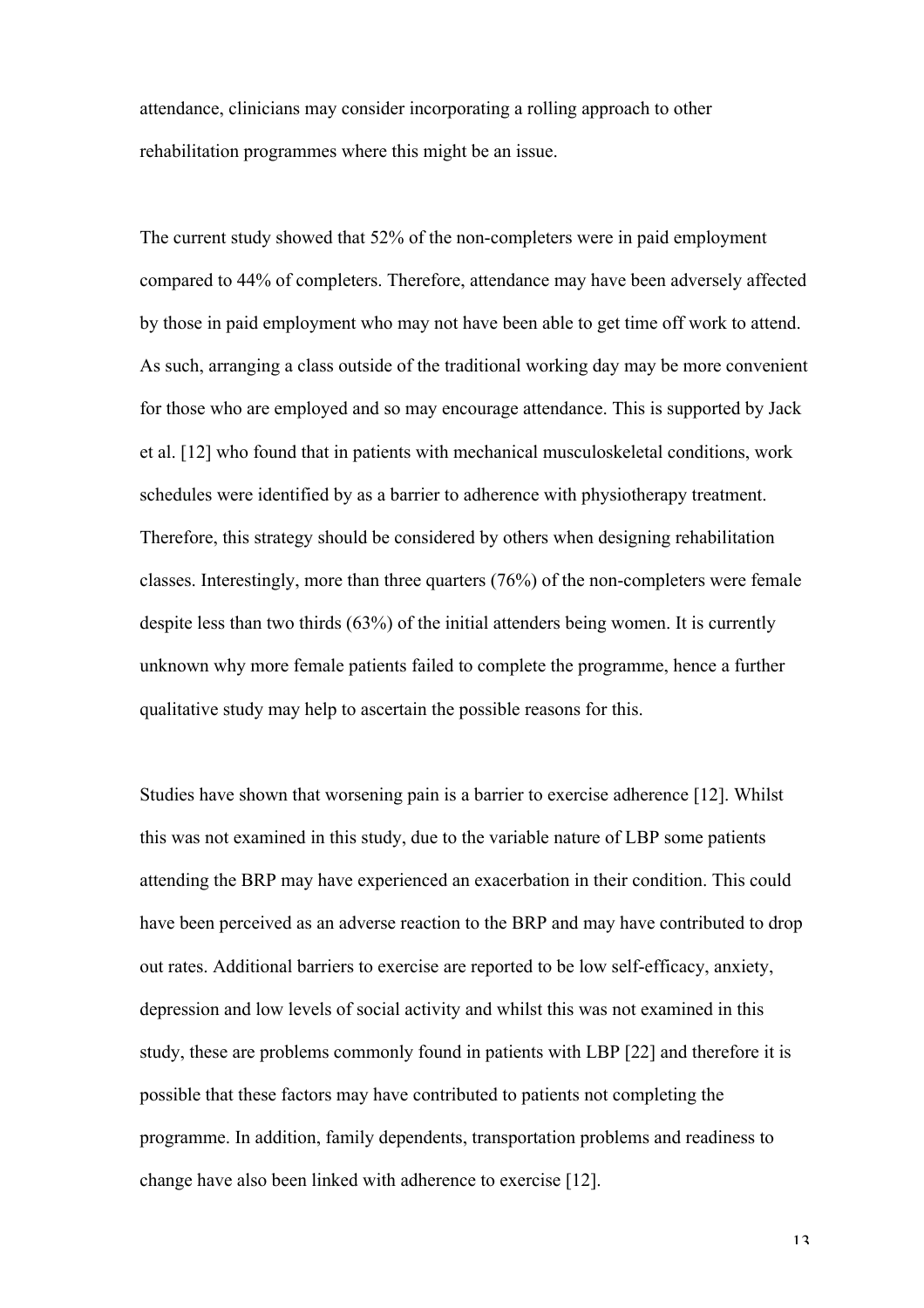attendance, clinicians may consider incorporating a rolling approach to other rehabilitation programmes where this might be an issue.

The current study showed that 52% of the non-completers were in paid employment compared to 44% of completers. Therefore, attendance may have been adversely affected by those in paid employment who may not have been able to get time off work to attend. As such, arranging a class outside of the traditional working day may be more convenient for those who are employed and so may encourage attendance. This is supported by Jack et al. [12] who found that in patients with mechanical musculoskeletal conditions, work schedules were identified by as a barrier to adherence with physiotherapy treatment. Therefore, this strategy should be considered by others when designing rehabilitation classes. Interestingly, more than three quarters (76%) of the non-completers were female despite less than two thirds (63%) of the initial attenders being women. It is currently unknown why more female patients failed to complete the programme, hence a further qualitative study may help to ascertain the possible reasons for this.

Studies have shown that worsening pain is a barrier to exercise adherence [12]. Whilst this was not examined in this study, due to the variable nature of LBP some patients attending the BRP may have experienced an exacerbation in their condition. This could have been perceived as an adverse reaction to the BRP and may have contributed to drop out rates. Additional barriers to exercise are reported to be low self-efficacy, anxiety, depression and low levels of social activity and whilst this was not examined in this study, these are problems commonly found in patients with LBP [22] and therefore it is possible that these factors may have contributed to patients not completing the programme. In addition, family dependents, transportation problems and readiness to change have also been linked with adherence to exercise [12].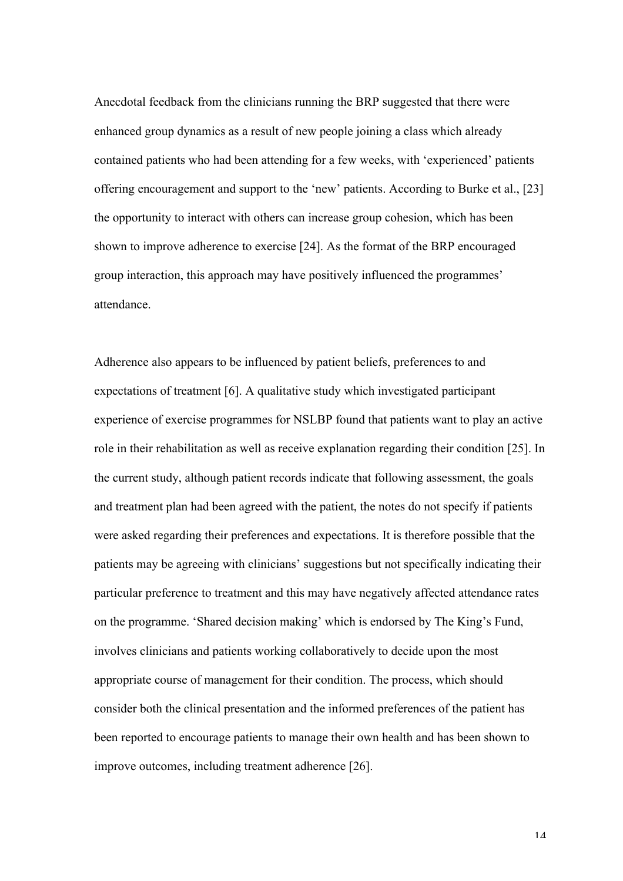Anecdotal feedback from the clinicians running the BRP suggested that there were enhanced group dynamics as a result of new people joining a class which already contained patients who had been attending for a few weeks, with 'experienced' patients offering encouragement and support to the 'new' patients. According to Burke et al., [23] the opportunity to interact with others can increase group cohesion, which has been shown to improve adherence to exercise [24]. As the format of the BRP encouraged group interaction, this approach may have positively influenced the programmes' attendance.

Adherence also appears to be influenced by patient beliefs, preferences to and expectations of treatment [6]. A qualitative study which investigated participant experience of exercise programmes for NSLBP found that patients want to play an active role in their rehabilitation as well as receive explanation regarding their condition [25]. In the current study, although patient records indicate that following assessment, the goals and treatment plan had been agreed with the patient, the notes do not specify if patients were asked regarding their preferences and expectations. It is therefore possible that the patients may be agreeing with clinicians' suggestions but not specifically indicating their particular preference to treatment and this may have negatively affected attendance rates on the programme. 'Shared decision making' which is endorsed by The King's Fund, involves clinicians and patients working collaboratively to decide upon the most appropriate course of management for their condition. The process, which should consider both the clinical presentation and the informed preferences of the patient has been reported to encourage patients to manage their own health and has been shown to improve outcomes, including treatment adherence [26].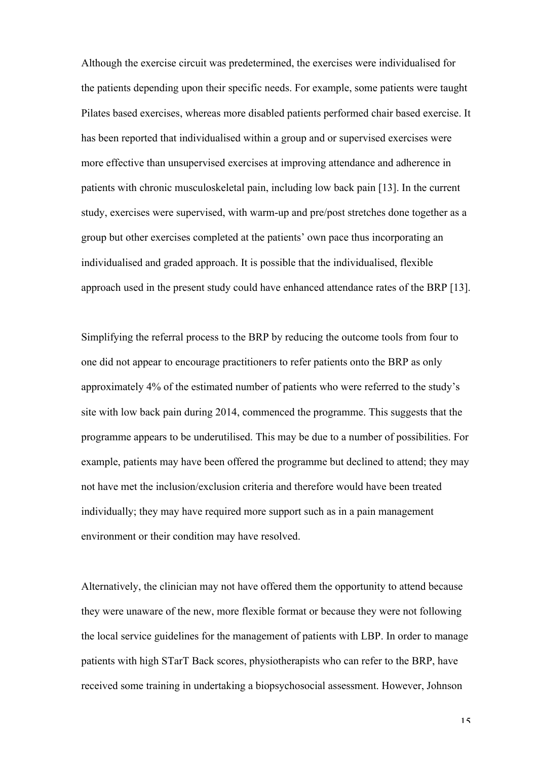Although the exercise circuit was predetermined, the exercises were individualised for the patients depending upon their specific needs. For example, some patients were taught Pilates based exercises, whereas more disabled patients performed chair based exercise. It has been reported that individualised within a group and or supervised exercises were more effective than unsupervised exercises at improving attendance and adherence in patients with chronic musculoskeletal pain, including low back pain [13]. In the current study, exercises were supervised, with warm-up and pre/post stretches done together as a group but other exercises completed at the patients' own pace thus incorporating an individualised and graded approach. It is possible that the individualised, flexible approach used in the present study could have enhanced attendance rates of the BRP [13].

Simplifying the referral process to the BRP by reducing the outcome tools from four to one did not appear to encourage practitioners to refer patients onto the BRP as only approximately 4% of the estimated number of patients who were referred to the study's site with low back pain during 2014, commenced the programme. This suggests that the programme appears to be underutilised. This may be due to a number of possibilities. For example, patients may have been offered the programme but declined to attend; they may not have met the inclusion/exclusion criteria and therefore would have been treated individually; they may have required more support such as in a pain management environment or their condition may have resolved.

Alternatively, the clinician may not have offered them the opportunity to attend because they were unaware of the new, more flexible format or because they were not following the local service guidelines for the management of patients with LBP. In order to manage patients with high STarT Back scores, physiotherapists who can refer to the BRP, have received some training in undertaking a biopsychosocial assessment. However, Johnson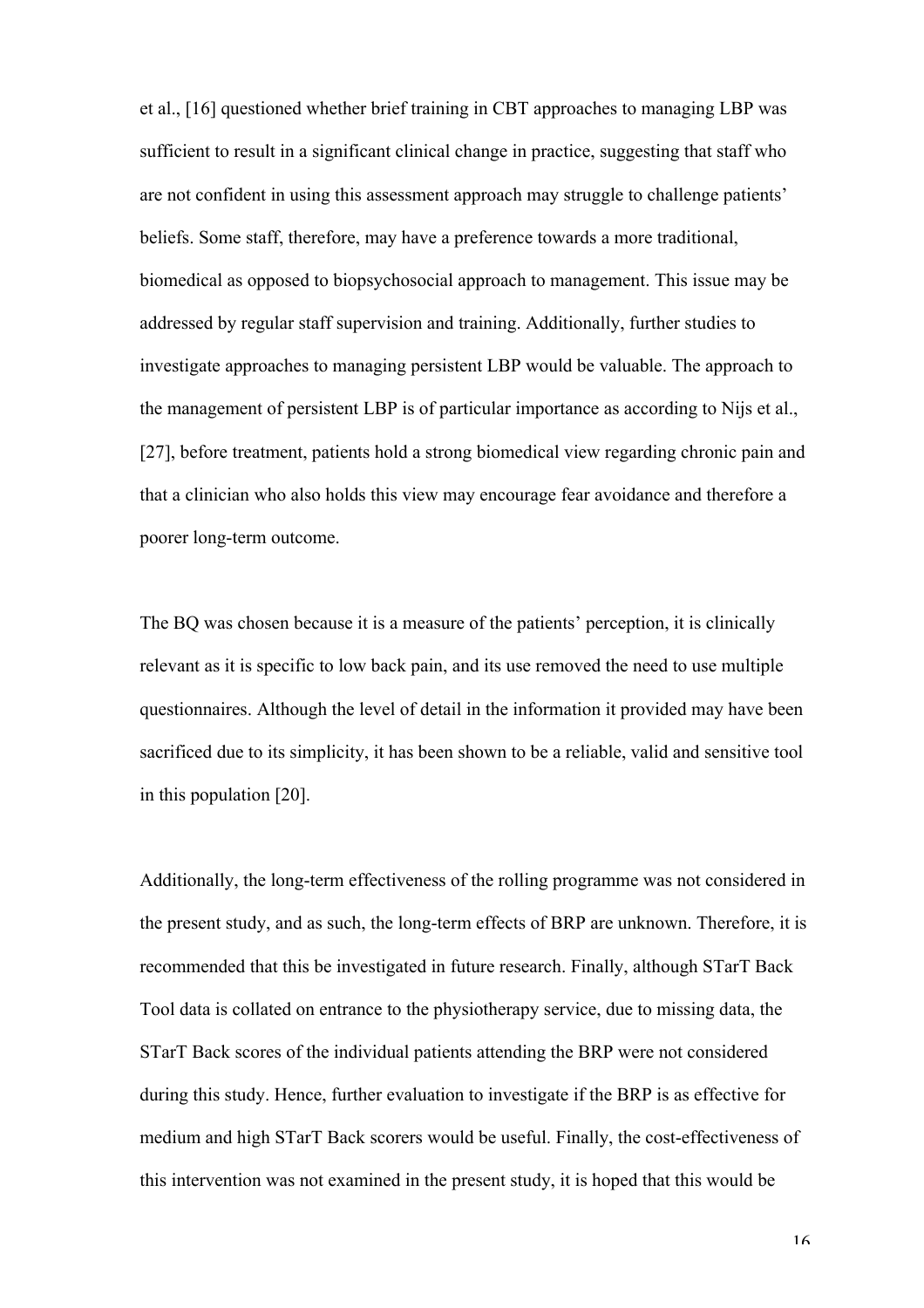et al., [16] questioned whether brief training in CBT approaches to managing LBP was sufficient to result in a significant clinical change in practice, suggesting that staff who are not confident in using this assessment approach may struggle to challenge patients' beliefs. Some staff, therefore, may have a preference towards a more traditional, biomedical as opposed to biopsychosocial approach to management. This issue may be addressed by regular staff supervision and training. Additionally, further studies to investigate approaches to managing persistent LBP would be valuable. The approach to the management of persistent LBP is of particular importance as according to Nijs et al., [27], before treatment, patients hold a strong biomedical view regarding chronic pain and that a clinician who also holds this view may encourage fear avoidance and therefore a poorer long-term outcome.

The BQ was chosen because it is a measure of the patients' perception, it is clinically relevant as it is specific to low back pain, and its use removed the need to use multiple questionnaires. Although the level of detail in the information it provided may have been sacrificed due to its simplicity, it has been shown to be a reliable, valid and sensitive tool in this population [20].

Additionally, the long-term effectiveness of the rolling programme was not considered in the present study, and as such, the long-term effects of BRP are unknown. Therefore, it is recommended that this be investigated in future research. Finally, although STarT Back Tool data is collated on entrance to the physiotherapy service, due to missing data, the STarT Back scores of the individual patients attending the BRP were not considered during this study. Hence, further evaluation to investigate if the BRP is as effective for medium and high STarT Back scorers would be useful. Finally, the cost-effectiveness of this intervention was not examined in the present study, it is hoped that this would be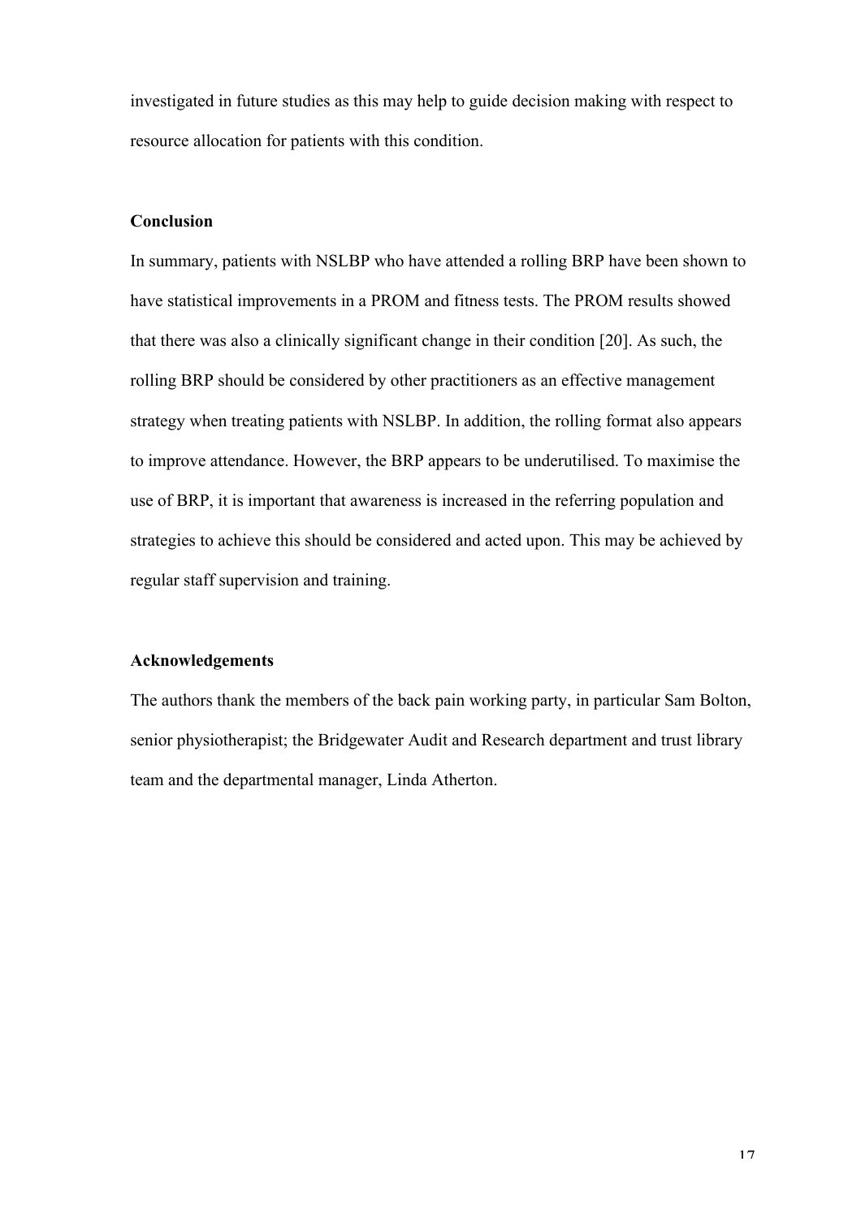investigated in future studies as this may help to guide decision making with respect to resource allocation for patients with this condition.

## Conclusion

In summary, patients with NSLBP who have attended a rolling BRP have been shown to have statistical improvements in a PROM and fitness tests. The PROM results showed that there was also a clinically significant change in their condition [20]. As such, the rolling BRP should be considered by other practitioners as an effective management strategy when treating patients with NSLBP. In addition, the rolling format also appears to improve attendance. However, the BRP appears to be underutilised. To maximise the use of BRP, it is important that awareness is increased in the referring population and strategies to achieve this should be considered and acted upon. This may be achieved by regular staff supervision and training.

## Acknowledgements

The authors thank the members of the back pain working party, in particular Sam Bolton, senior physiotherapist; the Bridgewater Audit and Research department and trust library team and the departmental manager, Linda Atherton.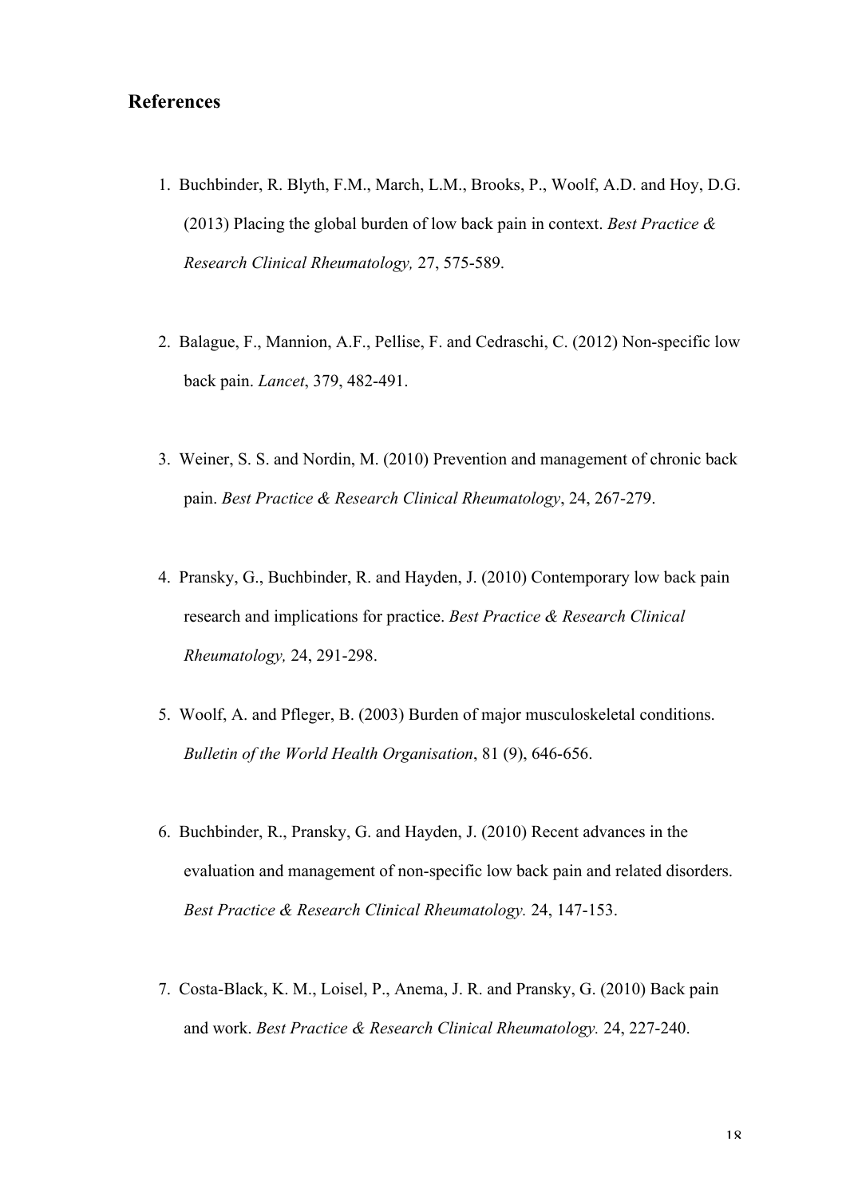## References

1. Buchbinder, R. Blyth, F.M., March, L.M., Brooks, P., Woolf, A.D. and Hoy, D.G. (2013) Placing the global burden of low back pain in context. *Best Practice & Research Clinical Rheumatology,* 27, 575-589.

2. Balague, F., Mannion, A.F., Pellise, F. and Cedraschi, C. (2012) Non-specific low back pain. *Lancet*, 379, 482-491.

3. Weiner, S. S. and Nordin, M. (2010) Prevention and management of chronic back pain. *Best Practice & Research Clinical Rheumatology*, 24, 267-279.

4. Pransky, G., Buchbinder, R. and Hayden, J. (2010) Contemporary low back pain research and implications for practice. *Best Practice & Research Clinical Rheumatology,* 24, 291-298.

5. Woolf, A. and Pfleger, B. (2003) Burden of major musculoskeletal conditions. *Bulletin of the World Health Organisation*, 81 (9), 646-656.

6. Buchbinder, R., Pransky, G. and Hayden, J. (2010) Recent advances in the evaluation and management of non-specific low back pain and related disorders. *Best Practice & Research Clinical Rheumatology.* 24, 147-153.

7. Costa-Black, K. M., Loisel, P., Anema, J. R. and Pransky, G. (2010) Back pain and work. *Best Practice & Research Clinical Rheumatology.* 24, 227-240.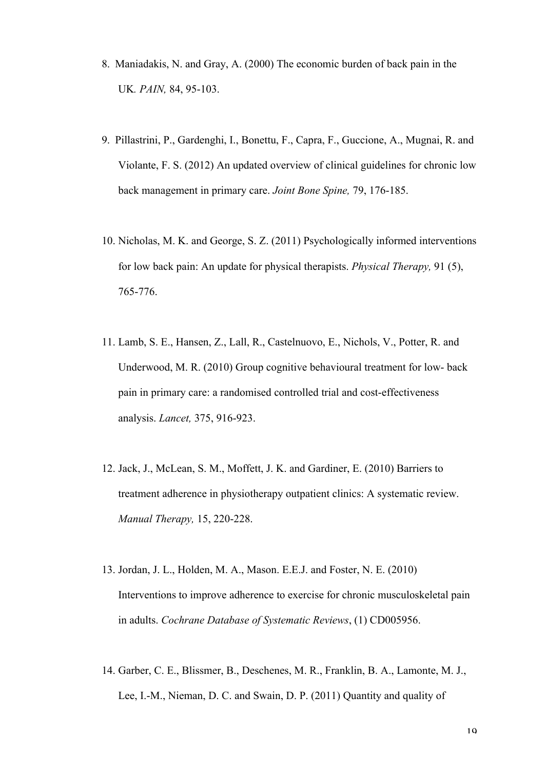8. Maniadakis, N. and Gray, A. (2000) The economic burden of back pain in the UK*. PAIN,* 84, 95-103.

9. Pillastrini, P., Gardenghi, I., Bonettu, F., Capra, F., Guccione, A., Mugnai, R. and Violante, F. S. (2012) An updated overview of clinical guidelines for chronic low back management in primary care. *Joint Bone Spine,* 79, 176-185.

10. Nicholas, M. K. and George, S. Z. (2011) Psychologically informed interventions for low back pain: An update for physical therapists. *Physical Therapy,* 91 (5), 765-776.

11. Lamb, S. E., Hansen, Z., Lall, R., Castelnuovo, E., Nichols, V., Potter, R. and Underwood, M. R. (2010) Group cognitive behavioural treatment for low- back pain in primary care: a randomised controlled trial and cost-effectiveness analysis. *Lancet,* 375, 916-923.

12. Jack, J., McLean, S. M., Moffett, J. K. and Gardiner, E. (2010) Barriers to treatment adherence in physiotherapy outpatient clinics: A systematic review. *Manual Therapy,* 15, 220-228.

13. Jordan, J. L., Holden, M. A., Mason. E.E.J. and Foster, N. E. (2010) Interventions to improve adherence to exercise for chronic musculoskeletal pain in adults. *Cochrane Database of Systematic Reviews*, (1) CD005956.

14. Garber, C. E., Blissmer, B., Deschenes, M. R., Franklin, B. A., Lamonte, M. J., Lee, I.-M., Nieman, D. C. and Swain, D. P. (2011) Quantity and quality of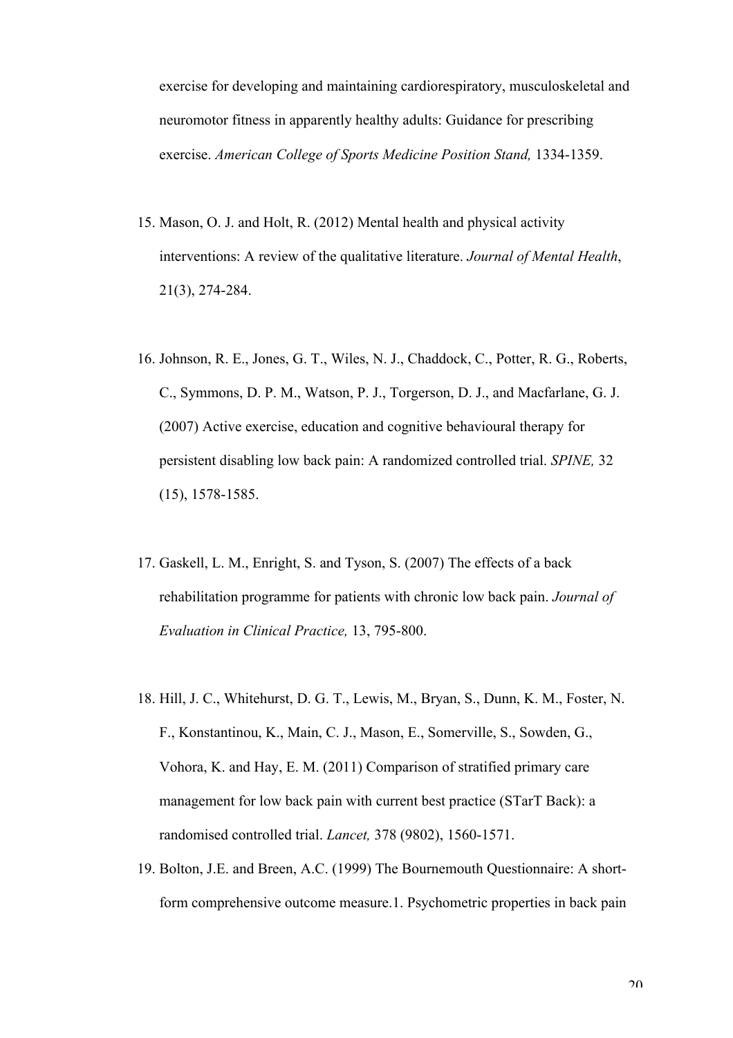exercise for developing and maintaining cardiorespiratory, musculoskeletal and neuromotor fitness in apparently healthy adults: Guidance for prescribing exercise. *American College of Sports Medicine Position Stand,* 1334-1359.

15. Mason, O. J. and Holt, R. (2012) Mental health and physical activity interventions: A review of the qualitative literature. *Journal of Mental Health*, 21(3), 274-284.

16. Johnson, R. E., Jones, G. T., Wiles, N. J., Chaddock, C., Potter, R. G., Roberts, C., Symmons, D. P. M., Watson, P. J., Torgerson, D. J., and Macfarlane, G. J. (2007) Active exercise, education and cognitive behavioural therapy for persistent disabling low back pain: A randomized controlled trial. *SPINE,* 32 (15), 1578-1585.

17. Gaskell, L. M., Enright, S. and Tyson, S. (2007) The effects of a back rehabilitation programme for patients with chronic low back pain. *Journal of Evaluation in Clinical Practice,* 13, 795-800.

18. Hill, J. C., Whitehurst, D. G. T., Lewis, M., Bryan, S., Dunn, K. M., Foster, N. F., Konstantinou, K., Main, C. J., Mason, E., Somerville, S., Sowden, G., Vohora, K. and Hay, E. M. (2011) Comparison of stratified primary care management for low back pain with current best practice (STarT Back): a randomised controlled trial. *Lancet,* 378 (9802), 1560-1571.

19. Bolton, J.E. and Breen, A.C. (1999) The Bournemouth Questionnaire: A short-form comprehensive outcome measure.1. Psychometric properties in back pain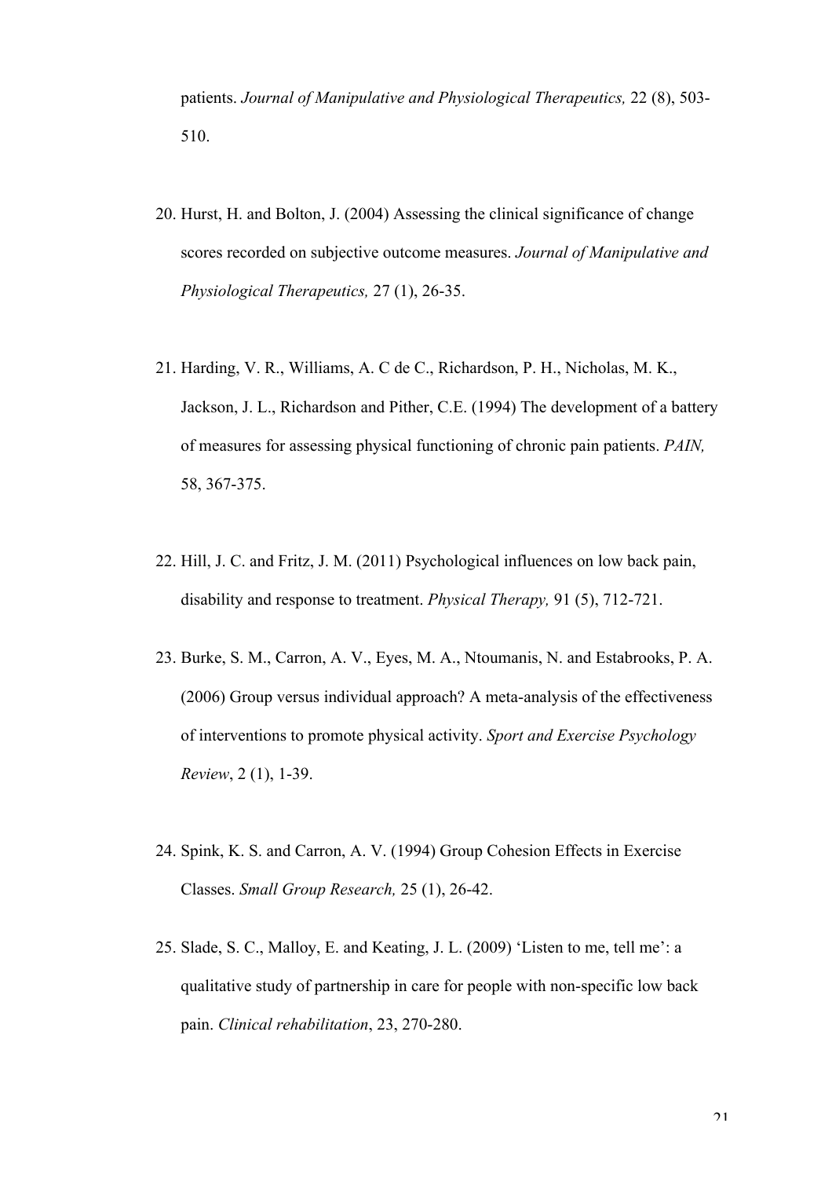patients. *Journal of Manipulative and Physiological Therapeutics,* 22 (8), 503-510.

20. Hurst, H. and Bolton, J. (2004) Assessing the clinical significance of change scores recorded on subjective outcome measures. *Journal of Manipulative and Physiological Therapeutics,* 27 (1), 26-35.

21. Harding, V. R., Williams, A. C de C., Richardson, P. H., Nicholas, M. K., Jackson, J. L., Richardson and Pither, C.E. (1994) The development of a battery of measures for assessing physical functioning of chronic pain patients. *PAIN,* 58, 367-375.

22. Hill, J. C. and Fritz, J. M. (2011) Psychological influences on low back pain, disability and response to treatment. *Physical Therapy,* 91 (5), 712-721.

23. Burke, S. M., Carron, A. V., Eyes, M. A., Ntoumanis, N. and Estabrooks, P. A. (2006) Group versus individual approach? A meta-analysis of the effectiveness of interventions to promote physical activity. *Sport and Exercise Psychology Review*, 2 (1), 1-39.

24. Spink, K. S. and Carron, A. V. (1994) Group Cohesion Effects in Exercise Classes. *Small Group Research,* 25 (1), 26-42.

25. Slade, S. C., Malloy, E. and Keating, J. L. (2009) 'Listen to me, tell me': a qualitative study of partnership in care for people with non-specific low back pain. *Clinical rehabilitation*, 23, 270-280.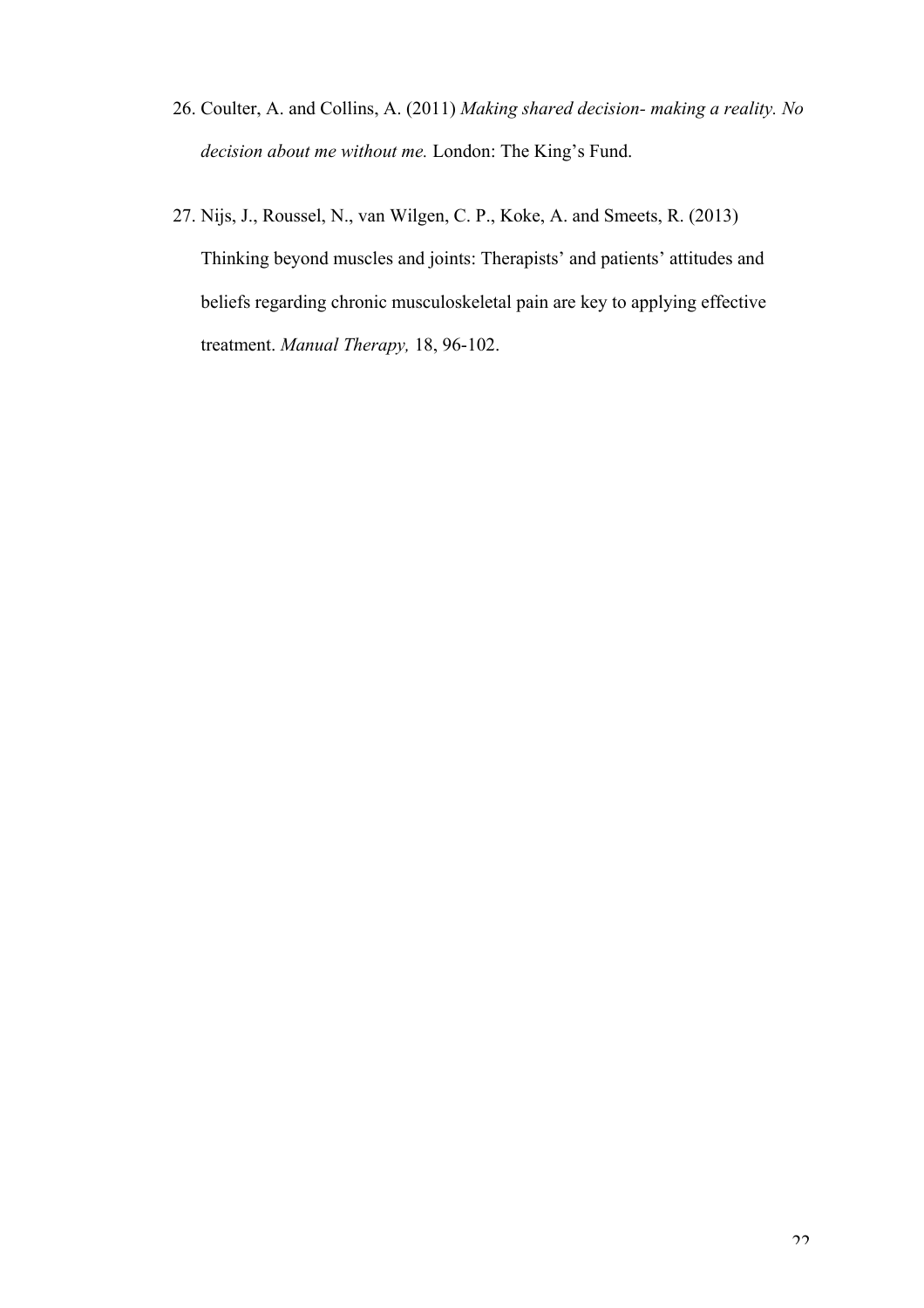26. Coulter, A. and Collins, A. (2011) *Making shared decision- making a reality. No decision about me without me.* London: The King's Fund.

27. Nijs, J., Roussel, N., van Wilgen, C. P., Koke, A. and Smeets, R. (2013) Thinking beyond muscles and joints: Therapists' and patients' attitudes and beliefs regarding chronic musculoskeletal pain are key to applying effective treatment. *Manual Therapy,* 18, 96-102.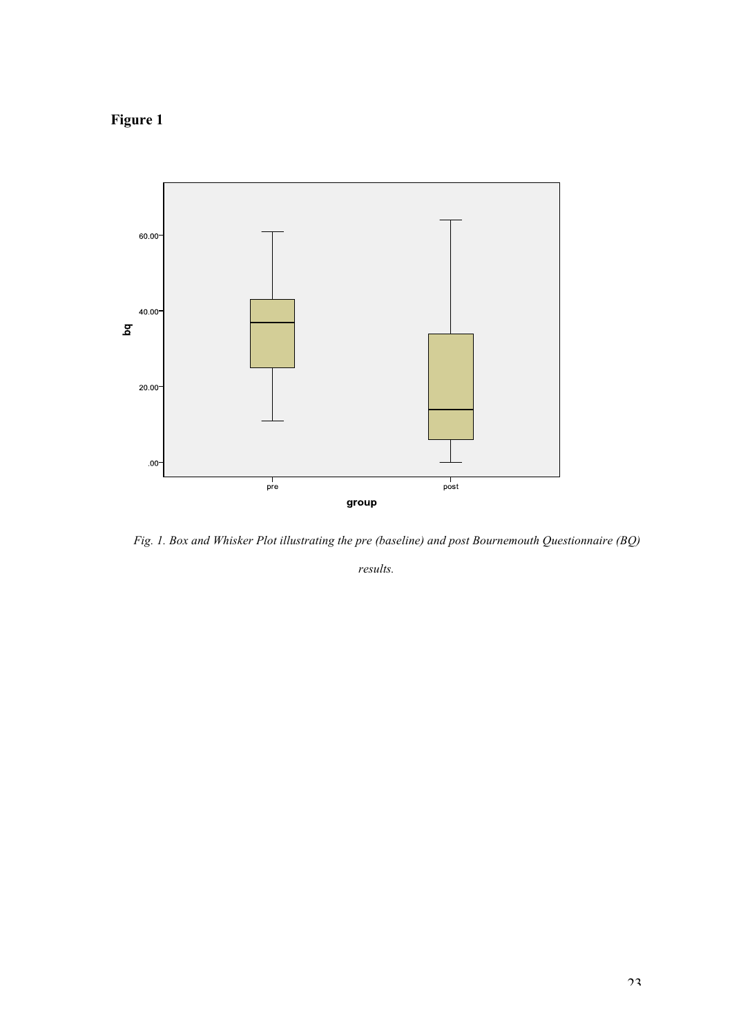**Figure 1**

*Fig. 1. Box and Whisker Plot illustrating the pre (baseline) and post Bournemouth Questionnaire (BQ) results.*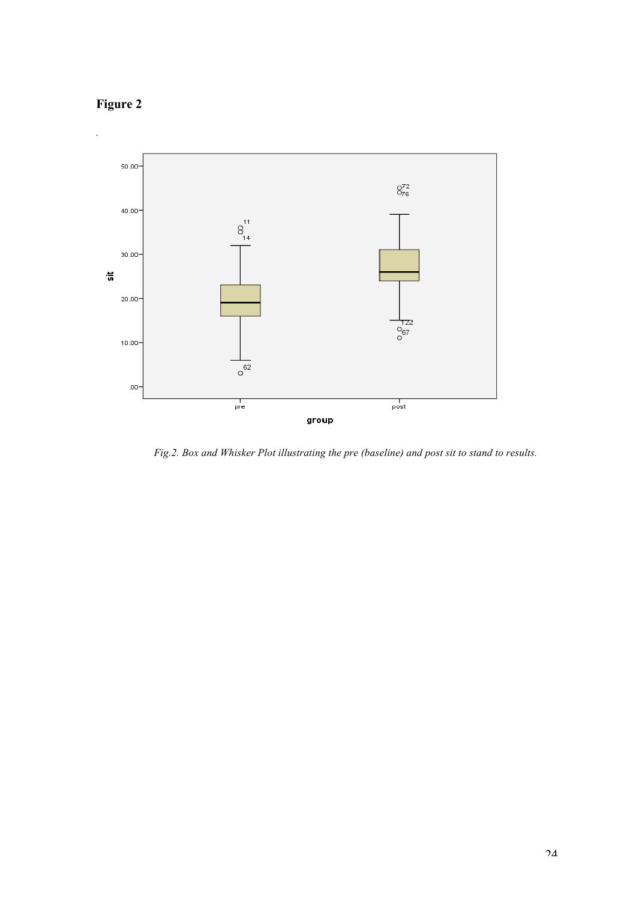**Figure 2**

*Fig.2. Box and Whisker Plot illustrating the pre (baseline) and post sit to stand to results.*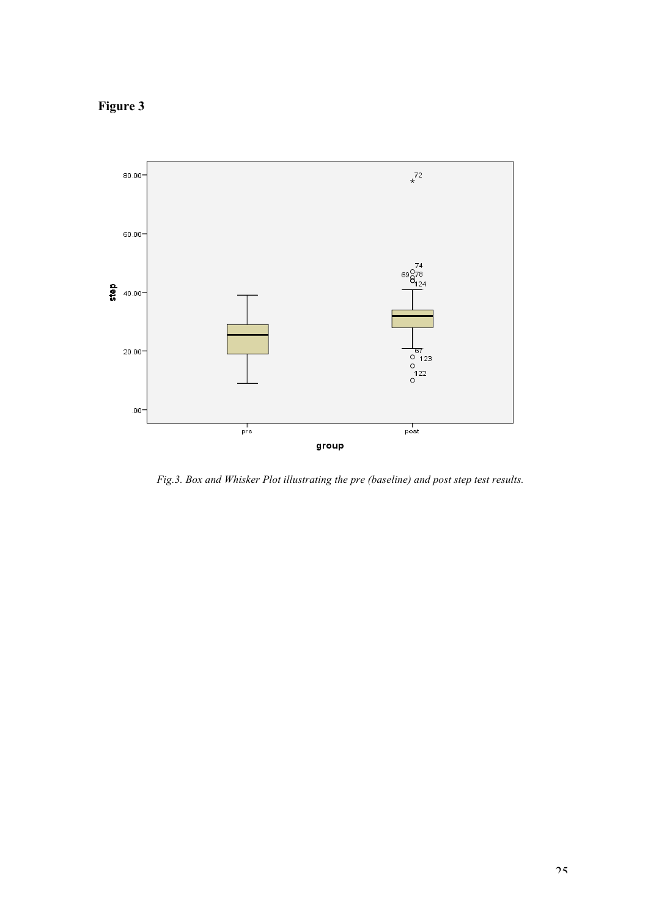**Figure 3**

*Fig.3. Box and Whisker Plot illustrating the pre (baseline) and post step test results.*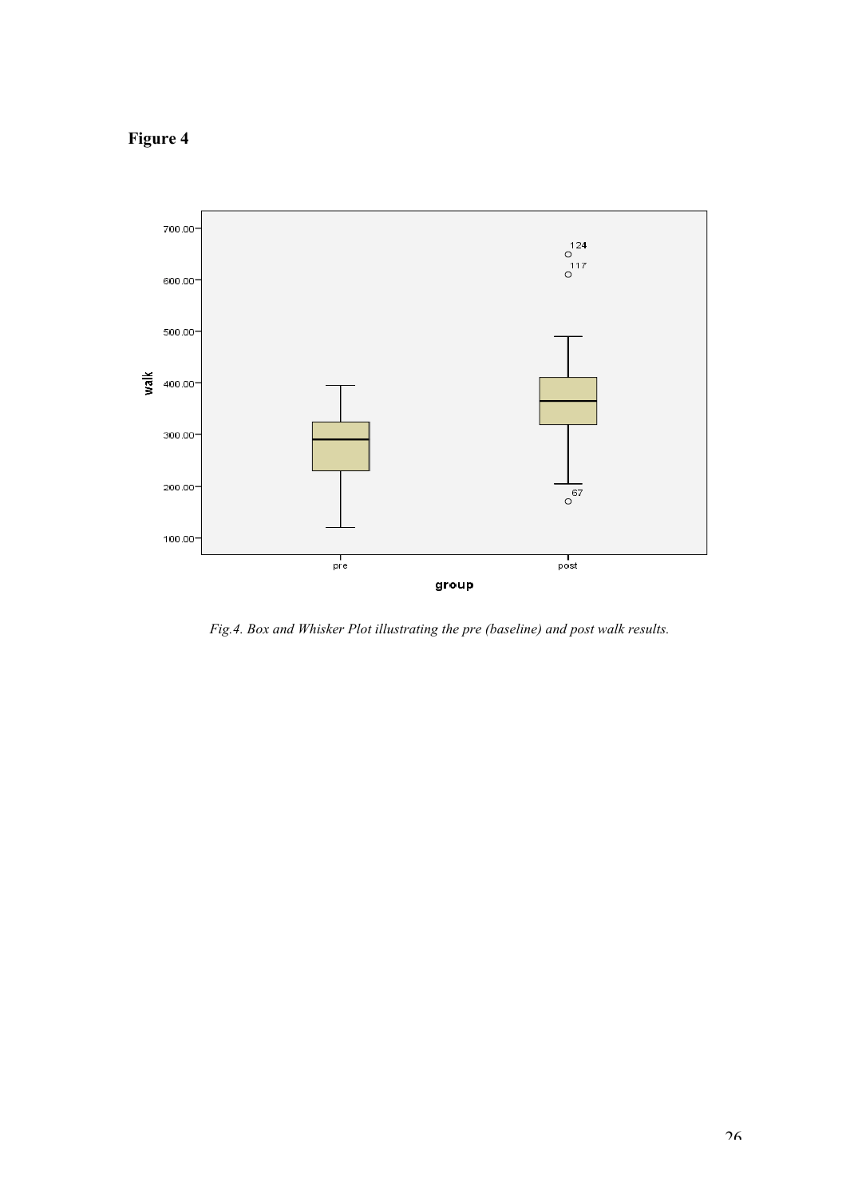**Figure 4**

*Fig.4. Box and Whisker Plot illustrating the pre (baseline) and post walk results.*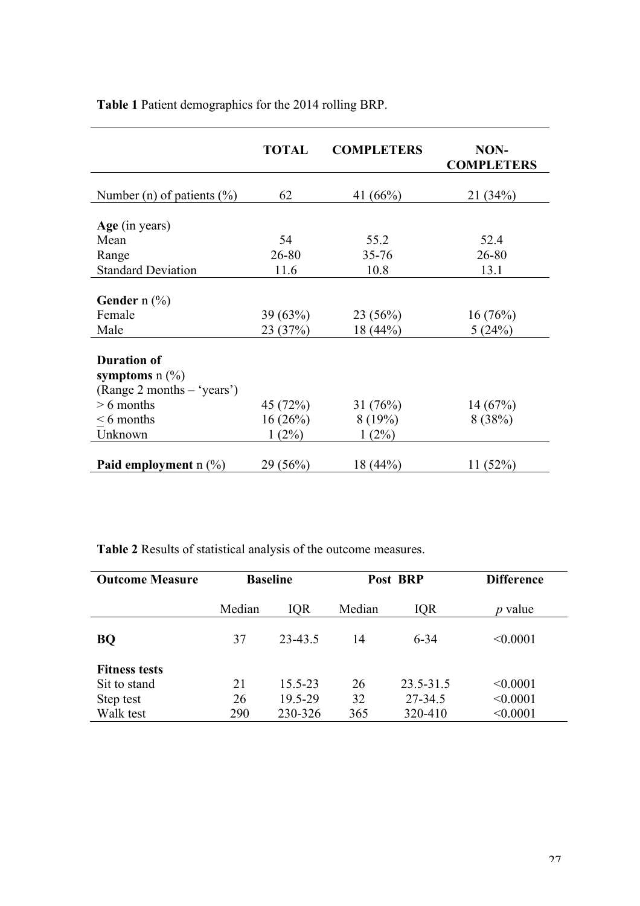**Table 1** Patient demographics for the 2014 rolling BRP.

| | **TOTAL** | **COMPLETERS** | **NON-COMPLETERS** |
|---|---|---|---|
| Number (n) of patients (%) | 62 | 41 (66%) | 21 (34%) |
| **Age** (in years) | | | |
| Mean | 54 | 55.2 | 52.4 |
| Range | 26-80 | 35-76 | 26-80 |
| Standard Deviation | 11.6 | 10.8 | 13.1 |
| **Gender** n (%) | | | |
| Female | 39 (63%) | 23 (56%) | 16 (76%) |
| Male | 23 (37%) | 18 (44%) | 5 (24%) |
| **Duration of symptoms** n (%) (Range 2 months – 'years') | | | |
| > 6 months | 45 (72%) | 31 (76%) | 14 (67%) |
| ≤ 6 months | 16 (26%) | 8 (19%) | 8 (38%) |
| Unknown | 1 (2%) | 1 (2%) | |
| **Paid employment** n (%) | 29 (56%) | 18 (44%) | 11 (52%) |

**Table 2** Results of statistical analysis of the outcome measures.

| **Outcome Measure** | **Baseline** | | **Post BRP** | | **Difference** |
|---|---|---|---|---|---|
| | Median | IQR | Median | IQR | *p* value |
| **BQ** | 37 | 23-43.5 | 14 | 6-34 | <0.0001 |
| **Fitness tests** | | | | | |
| Sit to stand | 21 | 15.5-23 | 26 | 23.5-31.5 | <0.0001 |
| Step test | 26 | 19.5-29 | 32 | 27-34.5 | <0.0001 |
| Walk test | 290 | 230-326 | 365 | 320-410 | <0.0001 |